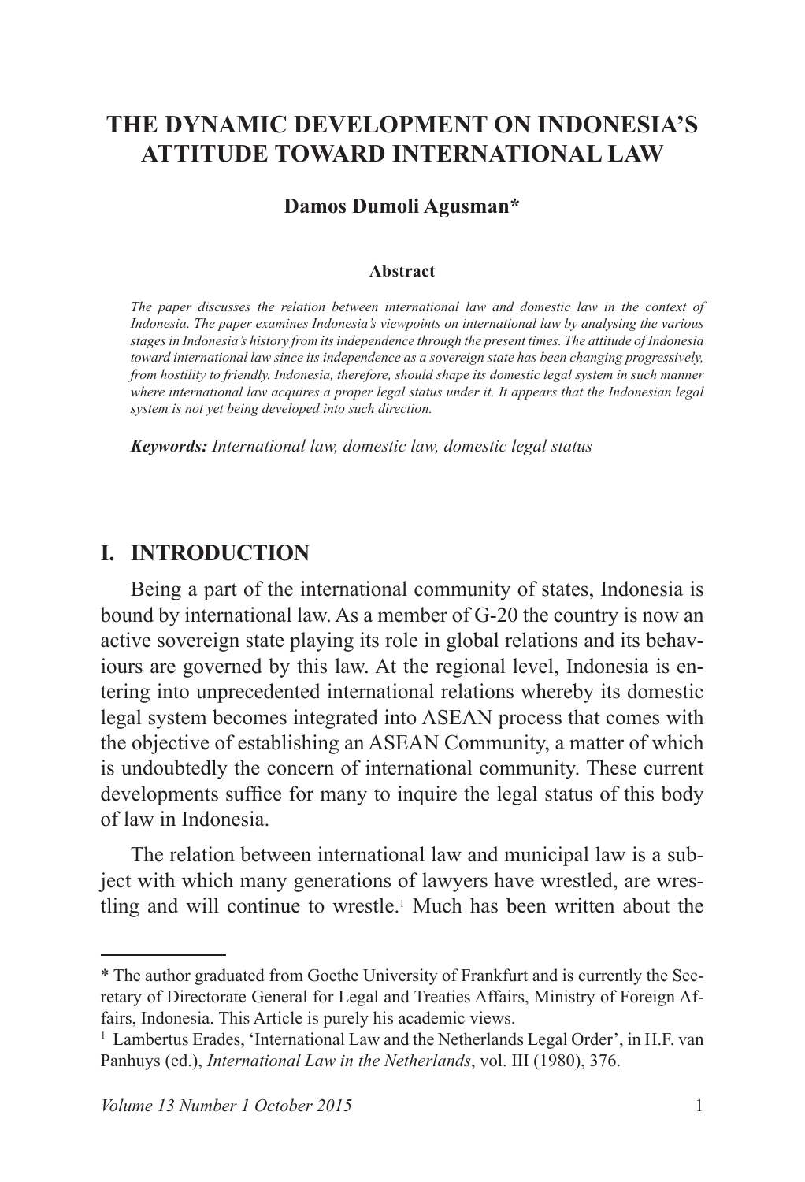# THE DYNAMIC DEVELOPMENT ON INDONESIA'S ATTITUDE TOWARD INTERNATIONAL LAW

**Damos Dumoli Agusman***

**Abstract**

*The paper discusses the relation between international law and domestic law in the context of Indonesia. The paper examines Indonesia's viewpoints on international law by analysing the various stages in Indonesia's history from its independence through the present times. The attitude of Indonesia toward international law since its independence as a sovereign state has been changing progressively, from hostility to friendly. Indonesia, therefore, should shape its domestic legal system in such manner where international law acquires a proper legal status under it. It appears that the Indonesian legal system is not yet being developed into such direction.*

***Keywords:*** *International law, domestic law, domestic legal status*

## I. INTRODUCTION

Being a part of the international community of states, Indonesia is bound by international law. As a member of G-20 the country is now an active sovereign state playing its role in global relations and its behaviours are governed by this law. At the regional level, Indonesia is entering into unprecedented international relations whereby its domestic legal system becomes integrated into ASEAN process that comes with the objective of establishing an ASEAN Community, a matter of which is undoubtedly the concern of international community. These current developments suffice for many to inquire the legal status of this body of law in Indonesia.

The relation between international law and municipal law is a subject with which many generations of lawyers have wrestled, are wrestling and will continue to wrestle.[1] Much has been written about the

---

\* The author graduated from Goethe University of Frankfurt and is currently the Secretary of Directorate General for Legal and Treaties Affairs, Ministry of Foreign Affairs, Indonesia. This Article is purely his academic views.

[1] Lambertus Erades, 'International Law and the Netherlands Legal Order', in H.F. van Panhuys (ed.), *International Law in the Netherlands*, vol. III (1980), 376.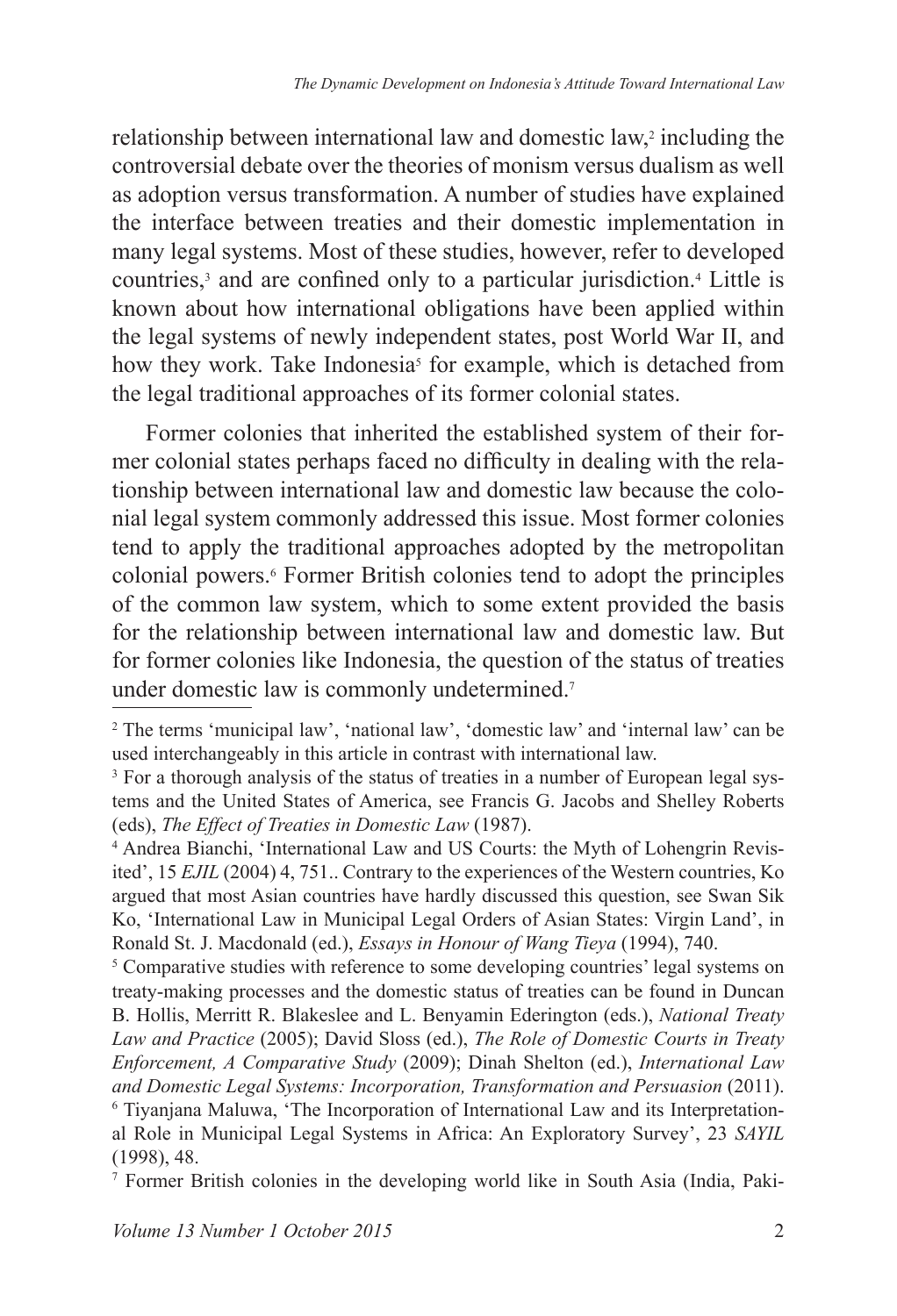relationship between international law and domestic law,[2] including the controversial debate over the theories of monism versus dualism as well as adoption versus transformation. A number of studies have explained the interface between treaties and their domestic implementation in many legal systems. Most of these studies, however, refer to developed countries,[3] and are confined only to a particular jurisdiction.[4] Little is known about how international obligations have been applied within the legal systems of newly independent states, post World War II, and how they work. Take Indonesia[5] for example, which is detached from the legal traditional approaches of its former colonial states.

Former colonies that inherited the established system of their former colonial states perhaps faced no difficulty in dealing with the relationship between international law and domestic law because the colonial legal system commonly addressed this issue. Most former colonies tend to apply the traditional approaches adopted by the metropolitan colonial powers.[6] Former British colonies tend to adopt the principles of the common law system, which to some extent provided the basis for the relationship between international law and domestic law. But for former colonies like Indonesia, the question of the status of treaties under domestic law is commonly undetermined.[7]

---

[2] The terms 'municipal law', 'national law', 'domestic law' and 'internal law' can be used interchangeably in this article in contrast with international law.

[3] For a thorough analysis of the status of treaties in a number of European legal systems and the United States of America, see Francis G. Jacobs and Shelley Roberts (eds), *The Effect of Treaties in Domestic Law* (1987).

[4] Andrea Bianchi, 'International Law and US Courts: the Myth of Lohengrin Revisited', 15 *EJIL* (2004) 4, 751.. Contrary to the experiences of the Western countries, Ko argued that most Asian countries have hardly discussed this question, see Swan Sik Ko, 'International Law in Municipal Legal Orders of Asian States: Virgin Land', in Ronald St. J. Macdonald (ed.), *Essays in Honour of Wang Tieya* (1994), 740.

[5] Comparative studies with reference to some developing countries' legal systems on treaty-making processes and the domestic status of treaties can be found in Duncan B. Hollis, Merritt R. Blakeslee and L. Benyamin Ederington (eds.), *National Treaty Law and Practice* (2005); David Sloss (ed.), *The Role of Domestic Courts in Treaty Enforcement, A Comparative Study* (2009); Dinah Shelton (ed.), *International Law and Domestic Legal Systems: Incorporation, Transformation and Persuasion* (2011).

[6] Tiyanjana Maluwa, 'The Incorporation of International Law and its Interpretational Role in Municipal Legal Systems in Africa: An Exploratory Survey', 23 *SAYIL* (1998), 48.

[7] Former British colonies in the developing world like in South Asia (India, Paki-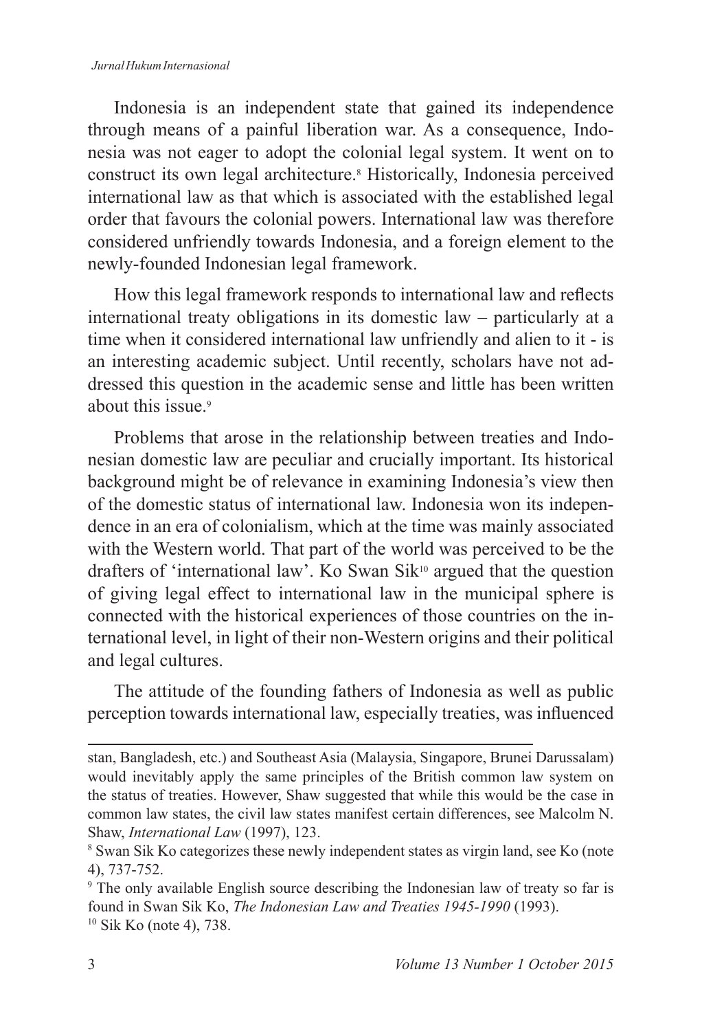Indonesia is an independent state that gained its independence through means of a painful liberation war. As a consequence, Indonesia was not eager to adopt the colonial legal system. It went on to construct its own legal architecture.[8] Historically, Indonesia perceived international law as that which is associated with the established legal order that favours the colonial powers. International law was therefore considered unfriendly towards Indonesia, and a foreign element to the newly-founded Indonesian legal framework.

How this legal framework responds to international law and reflects international treaty obligations in its domestic law – particularly at a time when it considered international law unfriendly and alien to it - is an interesting academic subject. Until recently, scholars have not addressed this question in the academic sense and little has been written about this issue.[9]

Problems that arose in the relationship between treaties and Indonesian domestic law are peculiar and crucially important. Its historical background might be of relevance in examining Indonesia's view then of the domestic status of international law. Indonesia won its independence in an era of colonialism, which at the time was mainly associated with the Western world. That part of the world was perceived to be the drafters of 'international law'. Ko Swan Sik[10] argued that the question of giving legal effect to international law in the municipal sphere is connected with the historical experiences of those countries on the international level, in light of their non-Western origins and their political and legal cultures.

The attitude of the founding fathers of Indonesia as well as public perception towards international law, especially treaties, was influenced

---

stan, Bangladesh, etc.) and Southeast Asia (Malaysia, Singapore, Brunei Darussalam) would inevitably apply the same principles of the British common law system on the status of treaties. However, Shaw suggested that while this would be the case in common law states, the civil law states manifest certain differences, see Malcolm N. Shaw, *International Law* (1997), 123.

[8] Swan Sik Ko categorizes these newly independent states as virgin land, see Ko (note 4), 737-752.

[9] The only available English source describing the Indonesian law of treaty so far is found in Swan Sik Ko, *The Indonesian Law and Treaties 1945-1990* (1993).

[10] Sik Ko (note 4), 738.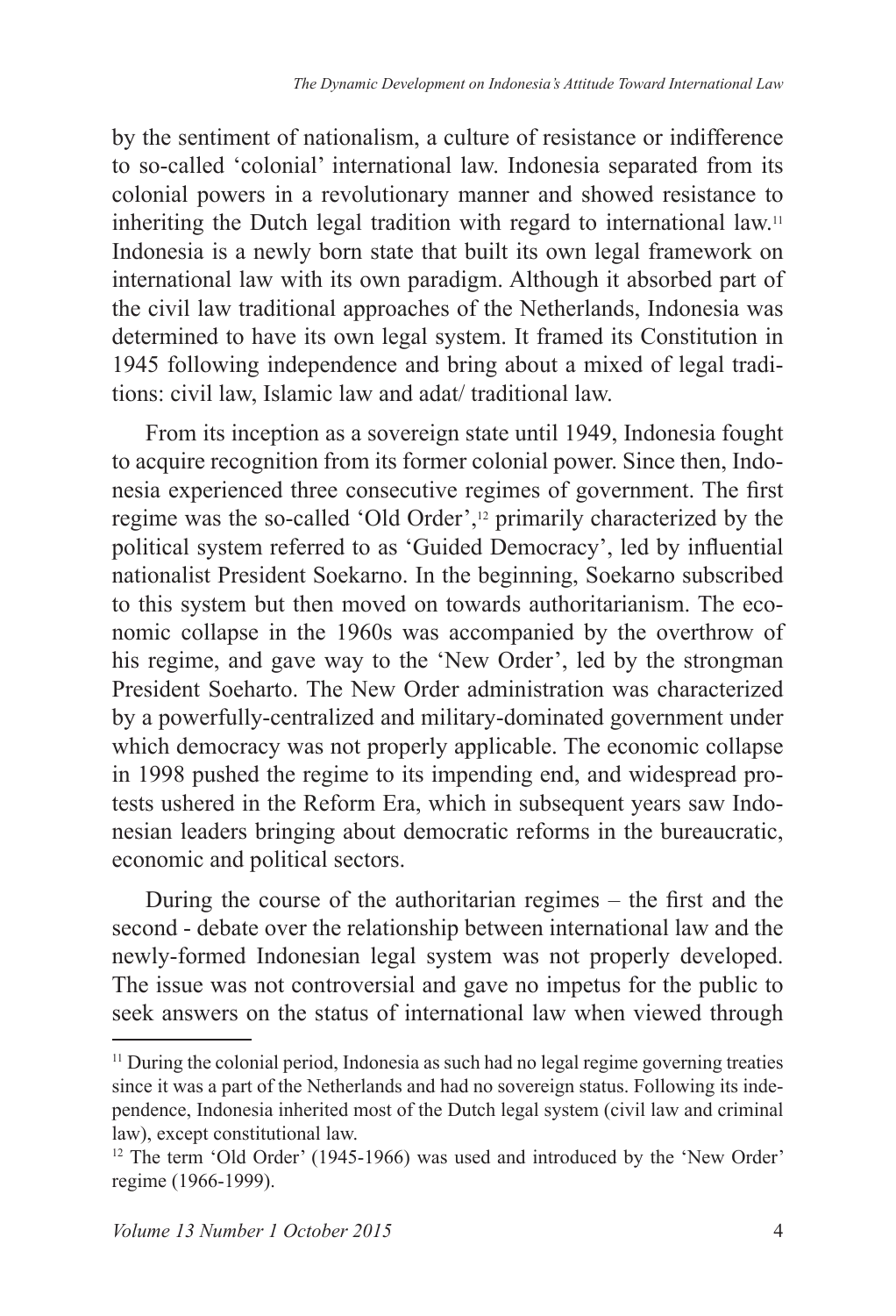by the sentiment of nationalism, a culture of resistance or indifference to so-called 'colonial' international law. Indonesia separated from its colonial powers in a revolutionary manner and showed resistance to inheriting the Dutch legal tradition with regard to international law.[11] Indonesia is a newly born state that built its own legal framework on international law with its own paradigm. Although it absorbed part of the civil law traditional approaches of the Netherlands, Indonesia was determined to have its own legal system. It framed its Constitution in 1945 following independence and bring about a mixed of legal traditions: civil law, Islamic law and adat/ traditional law.

From its inception as a sovereign state until 1949, Indonesia fought to acquire recognition from its former colonial power. Since then, Indonesia experienced three consecutive regimes of government. The first regime was the so-called 'Old Order',[12] primarily characterized by the political system referred to as 'Guided Democracy', led by influential nationalist President Soekarno. In the beginning, Soekarno subscribed to this system but then moved on towards authoritarianism. The economic collapse in the 1960s was accompanied by the overthrow of his regime, and gave way to the 'New Order', led by the strongman President Soeharto. The New Order administration was characterized by a powerfully-centralized and military-dominated government under which democracy was not properly applicable. The economic collapse in 1998 pushed the regime to its impending end, and widespread protests ushered in the Reform Era, which in subsequent years saw Indonesian leaders bringing about democratic reforms in the bureaucratic, economic and political sectors.

During the course of the authoritarian regimes – the first and the second - debate over the relationship between international law and the newly-formed Indonesian legal system was not properly developed. The issue was not controversial and gave no impetus for the public to seek answers on the status of international law when viewed through

---

[11] During the colonial period, Indonesia as such had no legal regime governing treaties since it was a part of the Netherlands and had no sovereign status. Following its independence, Indonesia inherited most of the Dutch legal system (civil law and criminal law), except constitutional law.

[12] The term 'Old Order' (1945-1966) was used and introduced by the 'New Order' regime (1966-1999).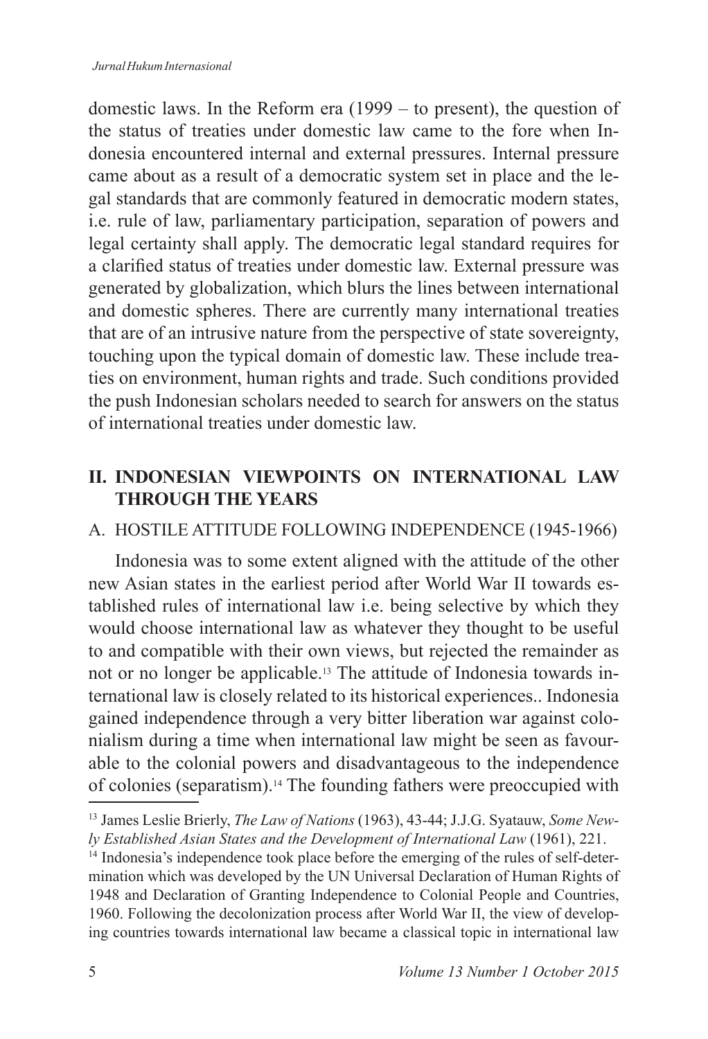domestic laws. In the Reform era (1999 – to present), the question of the status of treaties under domestic law came to the fore when Indonesia encountered internal and external pressures. Internal pressure came about as a result of a democratic system set in place and the legal standards that are commonly featured in democratic modern states, i.e. rule of law, parliamentary participation, separation of powers and legal certainty shall apply. The democratic legal standard requires for a clarified status of treaties under domestic law. External pressure was generated by globalization, which blurs the lines between international and domestic spheres. There are currently many international treaties that are of an intrusive nature from the perspective of state sovereignty, touching upon the typical domain of domestic law. These include treaties on environment, human rights and trade. Such conditions provided the push Indonesian scholars needed to search for answers on the status of international treaties under domestic law.

## II. INDONESIAN VIEWPOINTS ON INTERNATIONAL LAW THROUGH THE YEARS

### A. HOSTILE ATTITUDE FOLLOWING INDEPENDENCE (1945-1966)

Indonesia was to some extent aligned with the attitude of the other new Asian states in the earliest period after World War II towards established rules of international law i.e. being selective by which they would choose international law as whatever they thought to be useful to and compatible with their own views, but rejected the remainder as not or no longer be applicable.[13] The attitude of Indonesia towards international law is closely related to its historical experiences.. Indonesia gained independence through a very bitter liberation war against colonialism during a time when international law might be seen as favourable to the colonial powers and disadvantageous to the independence of colonies (separatism).[14] The founding fathers were preoccupied with

---

[13] James Leslie Brierly, *The Law of Nations* (1963), 43-44; J.J.G. Syatauw, *Some Newly Established Asian States and the Development of International Law* (1961), 221.

[14] Indonesia's independence took place before the emerging of the rules of self-determination which was developed by the UN Universal Declaration of Human Rights of 1948 and Declaration of Granting Independence to Colonial People and Countries, 1960. Following the decolonization process after World War II, the view of developing countries towards international law became a classical topic in international law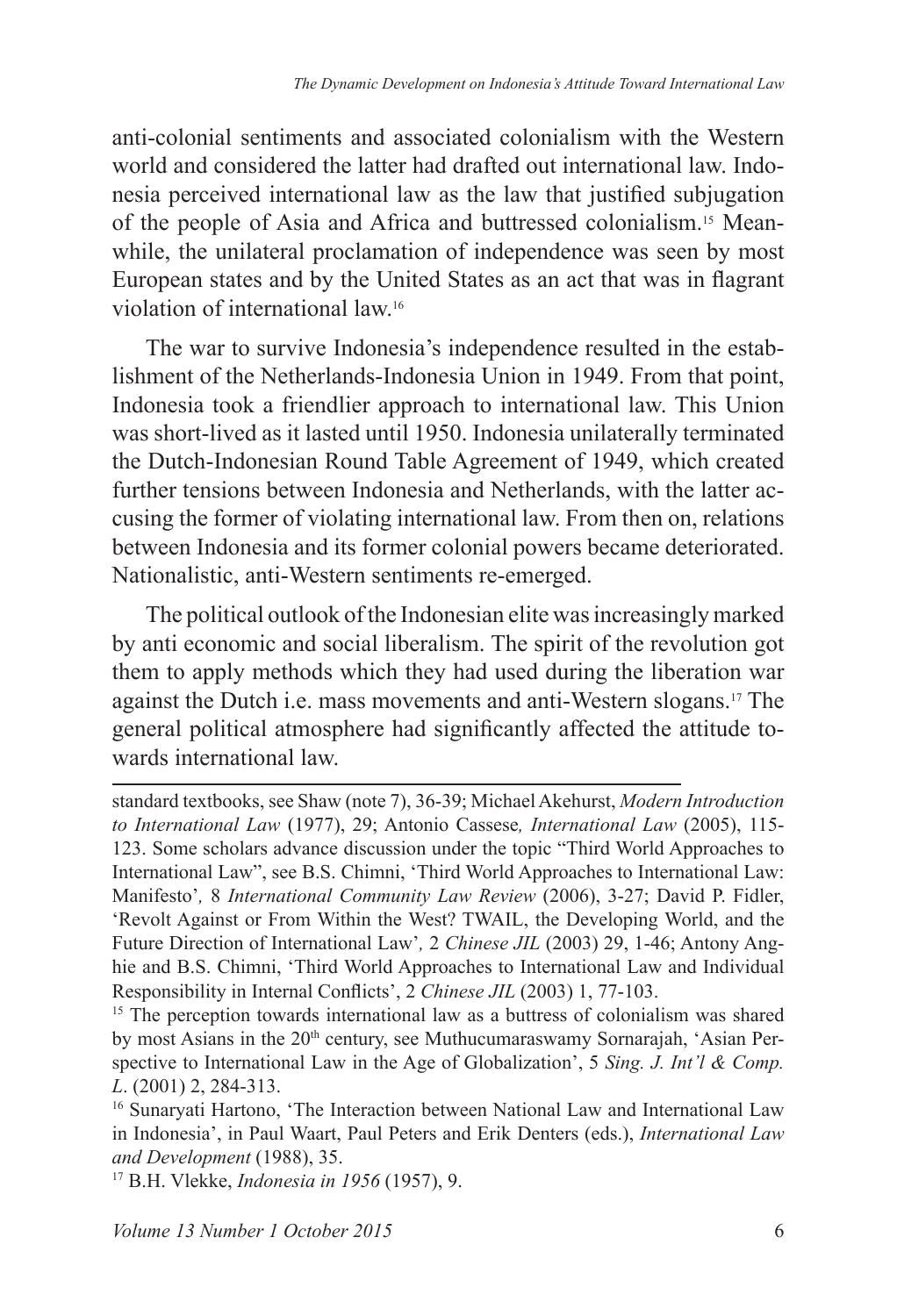anti-colonial sentiments and associated colonialism with the Western world and considered the latter had drafted out international law. Indonesia perceived international law as the law that justified subjugation of the people of Asia and Africa and buttressed colonialism.[15] Meanwhile, the unilateral proclamation of independence was seen by most European states and by the United States as an act that was in flagrant violation of international law.[16]

The war to survive Indonesia's independence resulted in the establishment of the Netherlands-Indonesia Union in 1949. From that point, Indonesia took a friendlier approach to international law. This Union was short-lived as it lasted until 1950. Indonesia unilaterally terminated the Dutch-Indonesian Round Table Agreement of 1949, which created further tensions between Indonesia and Netherlands, with the latter accusing the former of violating international law. From then on, relations between Indonesia and its former colonial powers became deteriorated. Nationalistic, anti-Western sentiments re-emerged.

The political outlook of the Indonesian elite was increasingly marked by anti economic and social liberalism. The spirit of the revolution got them to apply methods which they had used during the liberation war against the Dutch i.e. mass movements and anti-Western slogans.[17] The general political atmosphere had significantly affected the attitude towards international law.

---

standard textbooks, see Shaw (note 7), 36-39; Michael Akehurst, *Modern Introduction to International Law* (1977), 29; Antonio Cassese*, International Law* (2005), 115-123. Some scholars advance discussion under the topic "Third World Approaches to International Law", see B.S. Chimni, 'Third World Approaches to International Law: Manifesto'*,* 8 *International Community Law Review* (2006), 3-27; David P. Fidler, 'Revolt Against or From Within the West? TWAIL, the Developing World, and the Future Direction of International Law'*,* 2 *Chinese JIL* (2003) 29, 1-46; Antony Anghie and B.S. Chimni, 'Third World Approaches to International Law and Individual Responsibility in Internal Conflicts', 2 *Chinese JIL* (2003) 1, 77-103.

[15] The perception towards international law as a buttress of colonialism was shared by most Asians in the 20th century, see Muthucumaraswamy Sornarajah, 'Asian Perspective to International Law in the Age of Globalization', 5 *Sing. J. Int'l & Comp. L*. (2001) 2, 284-313.

[16] Sunaryati Hartono, 'The Interaction between National Law and International Law in Indonesia', in Paul Waart, Paul Peters and Erik Denters (eds.), *International Law and Development* (1988), 35.

[17] B.H. Vlekke, *Indonesia in 1956* (1957), 9.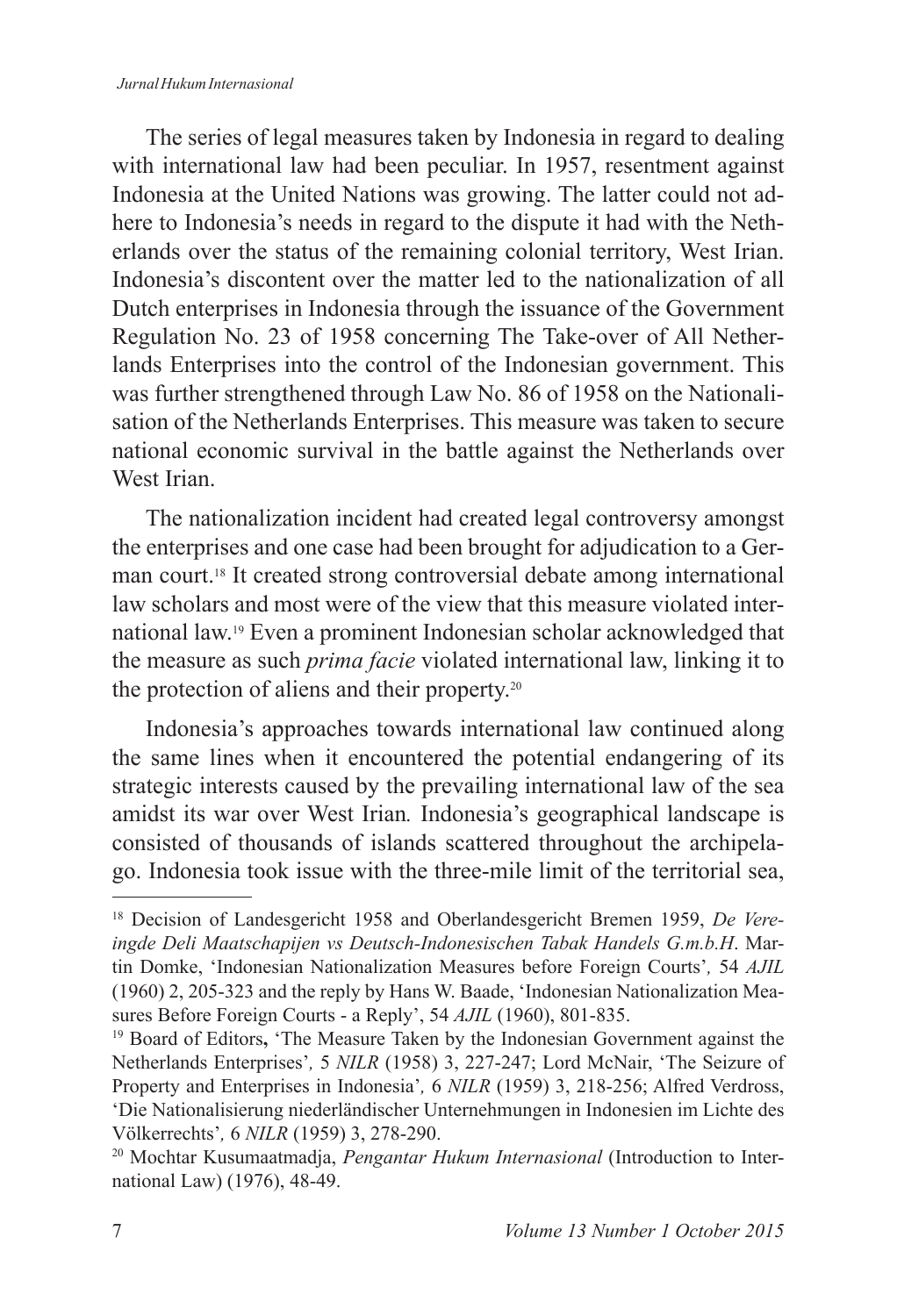The series of legal measures taken by Indonesia in regard to dealing with international law had been peculiar. In 1957, resentment against Indonesia at the United Nations was growing. The latter could not adhere to Indonesia's needs in regard to the dispute it had with the Netherlands over the status of the remaining colonial territory, West Irian. Indonesia's discontent over the matter led to the nationalization of all Dutch enterprises in Indonesia through the issuance of the Government Regulation No. 23 of 1958 concerning The Take-over of All Netherlands Enterprises into the control of the Indonesian government. This was further strengthened through Law No. 86 of 1958 on the Nationalisation of the Netherlands Enterprises. This measure was taken to secure national economic survival in the battle against the Netherlands over West Irian.

The nationalization incident had created legal controversy amongst the enterprises and one case had been brought for adjudication to a German court.[18] It created strong controversial debate among international law scholars and most were of the view that this measure violated international law.[19] Even a prominent Indonesian scholar acknowledged that the measure as such *prima facie* violated international law, linking it to the protection of aliens and their property.[20]

Indonesia's approaches towards international law continued along the same lines when it encountered the potential endangering of its strategic interests caused by the prevailing international law of the sea amidst its war over West Irian. Indonesia's geographical landscape is consisted of thousands of islands scattered throughout the archipelago. Indonesia took issue with the three-mile limit of the territorial sea,

---

[18] Decision of Landesgericht 1958 and Oberlandesgericht Bremen 1959, *De Vereingde Deli Maatschapijen vs Deutsch-Indonesischen Tabak Handels G.m.b.H*. Martin Domke, 'Indonesian Nationalization Measures before Foreign Courts', 54 *AJIL* (1960) 2, 205-323 and the reply by Hans W. Baade, 'Indonesian Nationalization Measures Before Foreign Courts - a Reply', 54 *AJIL* (1960), 801-835.

[19] Board of Editors, 'The Measure Taken by the Indonesian Government against the Netherlands Enterprises', 5 *NILR* (1958) 3, 227-247; Lord McNair, 'The Seizure of Property and Enterprises in Indonesia', 6 *NILR* (1959) 3, 218-256; Alfred Verdross, 'Die Nationalisierung niederländischer Unternehmungen in Indonesien im Lichte des Völkerrechts', 6 *NILR* (1959) 3, 278-290.

[20] Mochtar Kusumaatmadja, *Pengantar Hukum Internasional* (Introduction to International Law) (1976), 48-49.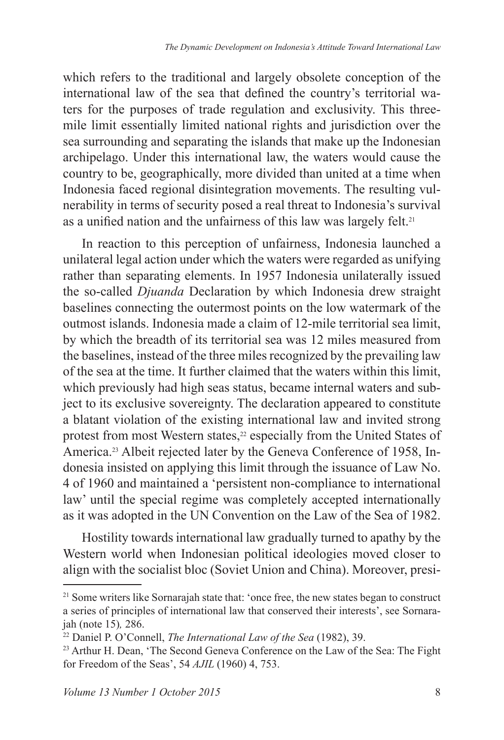which refers to the traditional and largely obsolete conception of the international law of the sea that defined the country's territorial waters for the purposes of trade regulation and exclusivity. This three-mile limit essentially limited national rights and jurisdiction over the sea surrounding and separating the islands that make up the Indonesian archipelago. Under this international law, the waters would cause the country to be, geographically, more divided than united at a time when Indonesia faced regional disintegration movements. The resulting vulnerability in terms of security posed a real threat to Indonesia's survival as a unified nation and the unfairness of this law was largely felt.[21]

In reaction to this perception of unfairness, Indonesia launched a unilateral legal action under which the waters were regarded as unifying rather than separating elements. In 1957 Indonesia unilaterally issued the so-called *Djuanda* Declaration by which Indonesia drew straight baselines connecting the outermost points on the low watermark of the outmost islands. Indonesia made a claim of 12-mile territorial sea limit, by which the breadth of its territorial sea was 12 miles measured from the baselines, instead of the three miles recognized by the prevailing law of the sea at the time. It further claimed that the waters within this limit, which previously had high seas status, became internal waters and subject to its exclusive sovereignty. The declaration appeared to constitute a blatant violation of the existing international law and invited strong protest from most Western states,[22] especially from the United States of America.[23] Albeit rejected later by the Geneva Conference of 1958, Indonesia insisted on applying this limit through the issuance of Law No. 4 of 1960 and maintained a 'persistent non-compliance to international law' until the special regime was completely accepted internationally as it was adopted in the UN Convention on the Law of the Sea of 1982.

Hostility towards international law gradually turned to apathy by the Western world when Indonesian political ideologies moved closer to align with the socialist bloc (Soviet Union and China). Moreover, presi-

---

[21] Some writers like Sornarajah state that: 'once free, the new states began to construct a series of principles of international law that conserved their interests', see Sornarajah (note 15)*,* 286.

[22] Daniel P. O'Connell, *The International Law of the Sea* (1982), 39.

[23] Arthur H. Dean, 'The Second Geneva Conference on the Law of the Sea: The Fight for Freedom of the Seas', 54 *AJIL* (1960) 4, 753.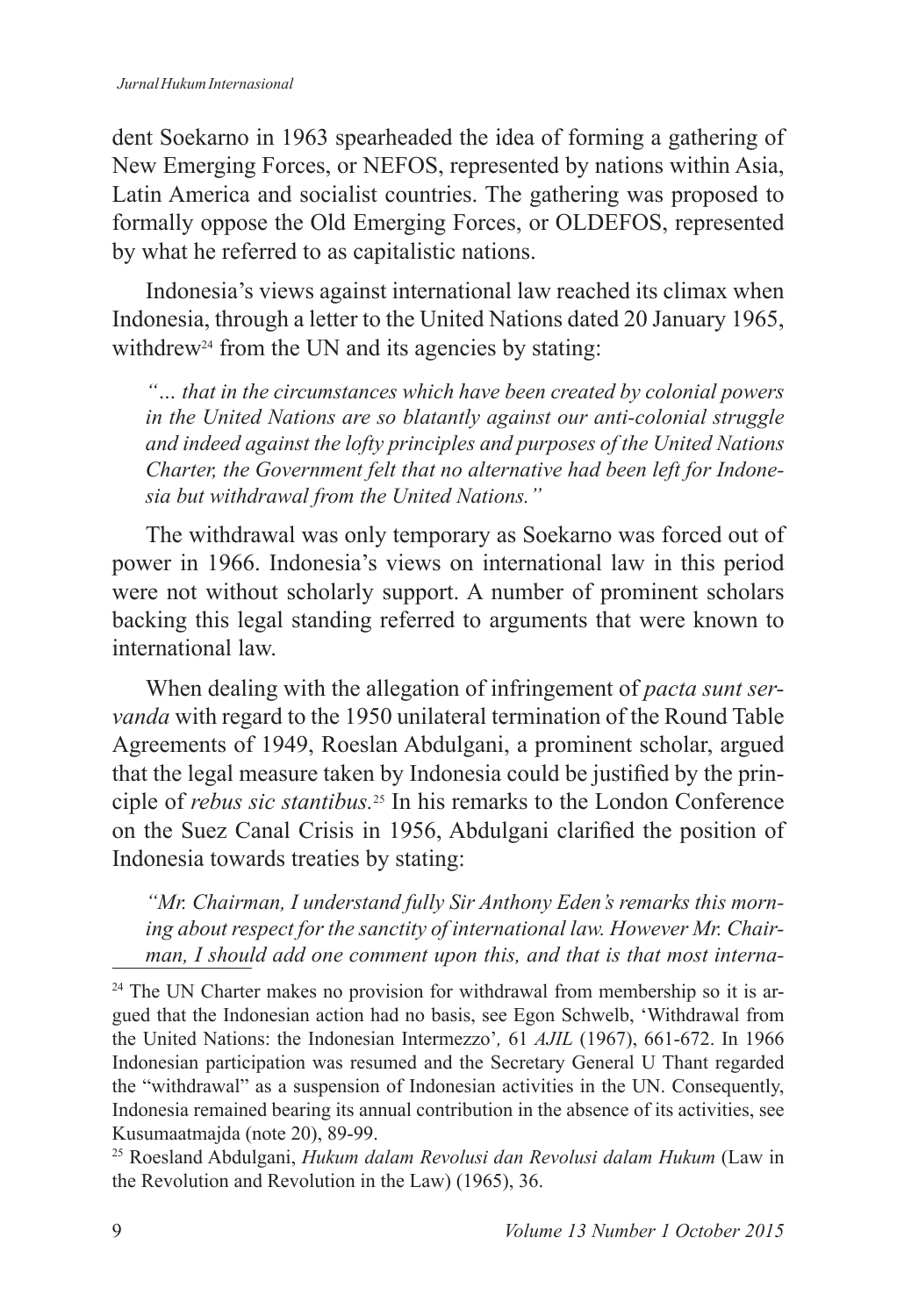dent Soekarno in 1963 spearheaded the idea of forming a gathering of New Emerging Forces, or NEFOS, represented by nations within Asia, Latin America and socialist countries. The gathering was proposed to formally oppose the Old Emerging Forces, or OLDEFOS, represented by what he referred to as capitalistic nations.

Indonesia's views against international law reached its climax when Indonesia, through a letter to the United Nations dated 20 January 1965, withdrew[24] from the UN and its agencies by stating:

*"… that in the circumstances which have been created by colonial powers in the United Nations are so blatantly against our anti-colonial struggle and indeed against the lofty principles and purposes of the United Nations Charter, the Government felt that no alternative had been left for Indonesia but withdrawal from the United Nations."*

The withdrawal was only temporary as Soekarno was forced out of power in 1966. Indonesia's views on international law in this period were not without scholarly support. A number of prominent scholars backing this legal standing referred to arguments that were known to international law.

When dealing with the allegation of infringement of *pacta sunt servanda* with regard to the 1950 unilateral termination of the Round Table Agreements of 1949, Roeslan Abdulgani, a prominent scholar, argued that the legal measure taken by Indonesia could be justified by the principle of *rebus sic stantibus.*[25] In his remarks to the London Conference on the Suez Canal Crisis in 1956, Abdulgani clarified the position of Indonesia towards treaties by stating:

*"Mr. Chairman, I understand fully Sir Anthony Eden's remarks this morning about respect for the sanctity of international law. However Mr. Chairman, I should add one comment upon this, and that is that most interna-*

---

[24] The UN Charter makes no provision for withdrawal from membership so it is argued that the Indonesian action had no basis, see Egon Schwelb, 'Withdrawal from the United Nations: the Indonesian Intermezzo', 61 *AJIL* (1967), 661-672. In 1966 Indonesian participation was resumed and the Secretary General U Thant regarded the "withdrawal" as a suspension of Indonesian activities in the UN. Consequently, Indonesia remained bearing its annual contribution in the absence of its activities, see Kusumaatmajda (note 20), 89-99.

[25] Roesland Abdulgani, *Hukum dalam Revolusi dan Revolusi dalam Hukum* (Law in the Revolution and Revolution in the Law) (1965), 36.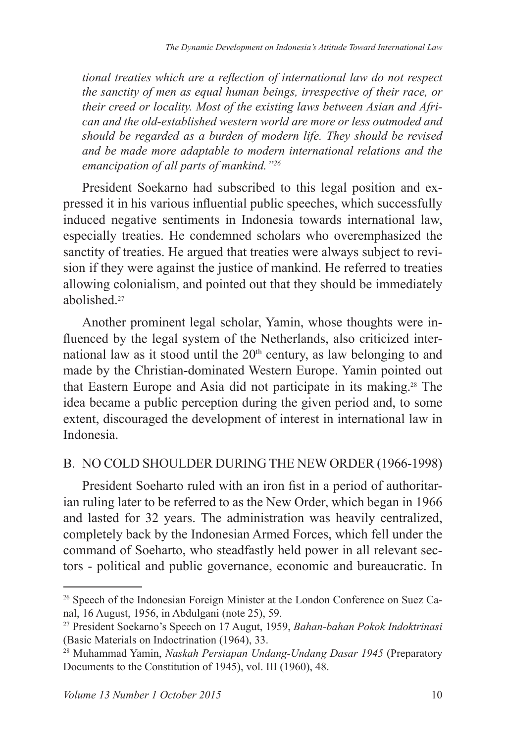*tional treaties which are a reflection of international law do not respect the sanctity of men as equal human beings, irrespective of their race, or their creed or locality. Most of the existing laws between Asian and African and the old-established western world are more or less outmoded and should be regarded as a burden of modern life. They should be revised and be made more adaptable to modern international relations and the emancipation of all parts of mankind."*[26]

President Soekarno had subscribed to this legal position and expressed it in his various influential public speeches, which successfully induced negative sentiments in Indonesia towards international law, especially treaties. He condemned scholars who overemphasized the sanctity of treaties. He argued that treaties were always subject to revision if they were against the justice of mankind. He referred to treaties allowing colonialism, and pointed out that they should be immediately abolished.[27]

Another prominent legal scholar, Yamin, whose thoughts were influenced by the legal system of the Netherlands, also criticized international law as it stood until the 20th century, as law belonging to and made by the Christian-dominated Western Europe. Yamin pointed out that Eastern Europe and Asia did not participate in its making.[28] The idea became a public perception during the given period and, to some extent, discouraged the development of interest in international law in Indonesia.

## B. NO COLD SHOULDER DURING THE NEW ORDER (1966-1998)

President Soeharto ruled with an iron fist in a period of authoritarian ruling later to be referred to as the New Order, which began in 1966 and lasted for 32 years. The administration was heavily centralized, completely back by the Indonesian Armed Forces, which fell under the command of Soeharto, who steadfastly held power in all relevant sectors - political and public governance, economic and bureaucratic. In

---

[26] Speech of the Indonesian Foreign Minister at the London Conference on Suez Canal, 16 August, 1956, in Abdulgani (note 25), 59.

[27] President Soekarno's Speech on 17 Augut, 1959, *Bahan-bahan Pokok Indoktrinasi* (Basic Materials on Indoctrination (1964), 33.

[28] Muhammad Yamin, *Naskah Persiapan Undang-Undang Dasar 1945* (Preparatory Documents to the Constitution of 1945), vol. III (1960), 48.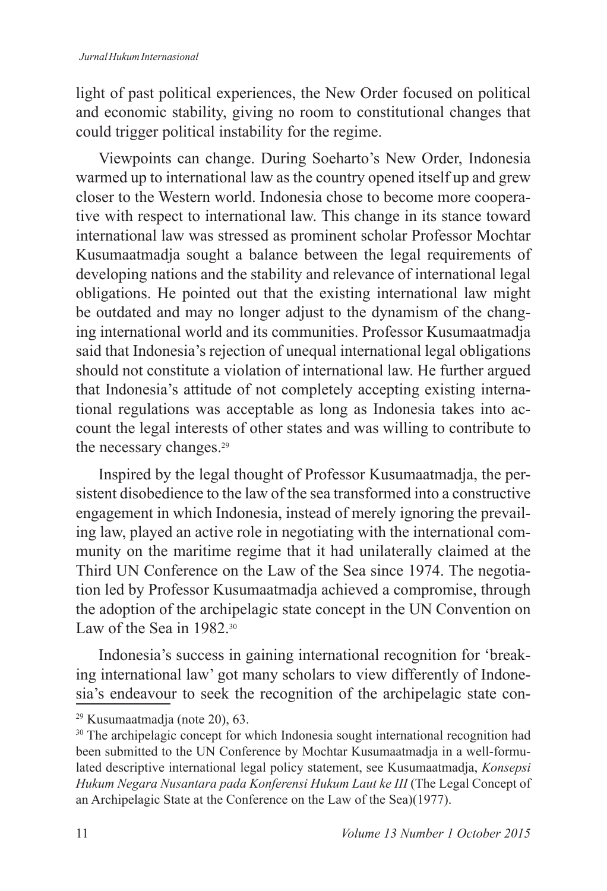light of past political experiences, the New Order focused on political and economic stability, giving no room to constitutional changes that could trigger political instability for the regime.

Viewpoints can change. During Soeharto's New Order, Indonesia warmed up to international law as the country opened itself up and grew closer to the Western world. Indonesia chose to become more cooperative with respect to international law. This change in its stance toward international law was stressed as prominent scholar Professor Mochtar Kusumaatmadja sought a balance between the legal requirements of developing nations and the stability and relevance of international legal obligations. He pointed out that the existing international law might be outdated and may no longer adjust to the dynamism of the changing international world and its communities. Professor Kusumaatmadja said that Indonesia's rejection of unequal international legal obligations should not constitute a violation of international law. He further argued that Indonesia's attitude of not completely accepting existing international regulations was acceptable as long as Indonesia takes into account the legal interests of other states and was willing to contribute to the necessary changes.[29]

Inspired by the legal thought of Professor Kusumaatmadja, the persistent disobedience to the law of the sea transformed into a constructive engagement in which Indonesia, instead of merely ignoring the prevailing law, played an active role in negotiating with the international community on the maritime regime that it had unilaterally claimed at the Third UN Conference on the Law of the Sea since 1974. The negotiation led by Professor Kusumaatmadja achieved a compromise, through the adoption of the archipelagic state concept in the UN Convention on Law of the Sea in 1982.[30]

Indonesia's success in gaining international recognition for 'breaking international law' got many scholars to view differently of Indonesia's endeavour to seek the recognition of the archipelagic state con-

---

[29] Kusumaatmadja (note 20), 63.

[30] The archipelagic concept for which Indonesia sought international recognition had been submitted to the UN Conference by Mochtar Kusumaatmadja in a well-formulated descriptive international legal policy statement, see Kusumaatmadja, *Konsepsi Hukum Negara Nusantara pada Konferensi Hukum Laut ke III* (The Legal Concept of an Archipelagic State at the Conference on the Law of the Sea)(1977).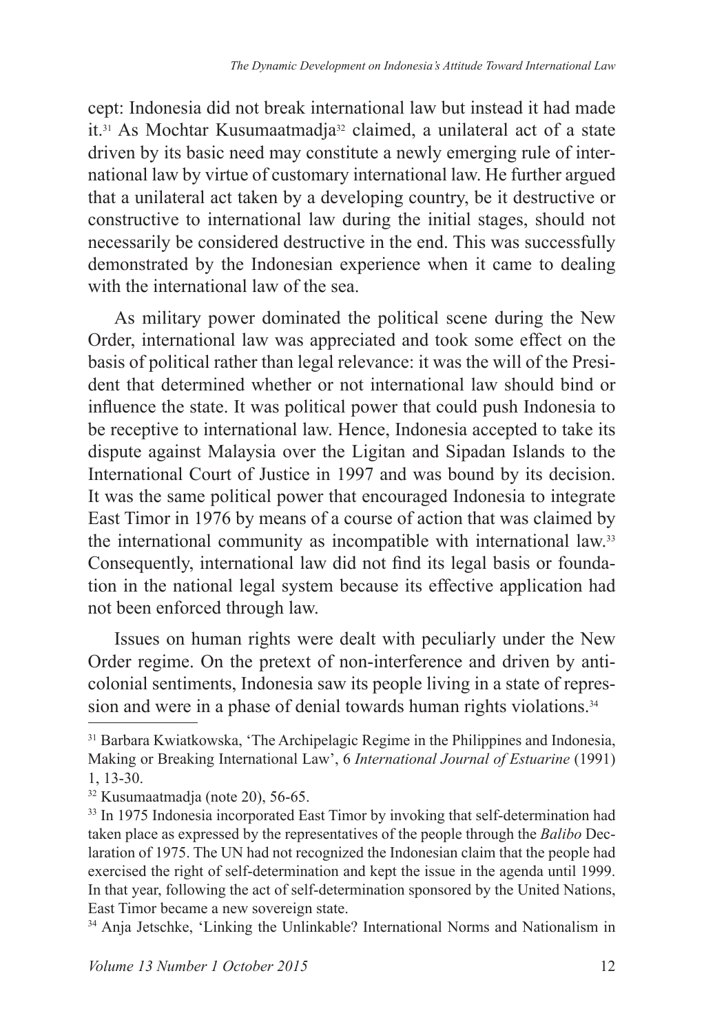cept: Indonesia did not break international law but instead it had made it.[31] As Mochtar Kusumaatmadja[32] claimed, a unilateral act of a state driven by its basic need may constitute a newly emerging rule of international law by virtue of customary international law. He further argued that a unilateral act taken by a developing country, be it destructive or constructive to international law during the initial stages, should not necessarily be considered destructive in the end. This was successfully demonstrated by the Indonesian experience when it came to dealing with the international law of the sea.

As military power dominated the political scene during the New Order, international law was appreciated and took some effect on the basis of political rather than legal relevance: it was the will of the President that determined whether or not international law should bind or influence the state. It was political power that could push Indonesia to be receptive to international law. Hence, Indonesia accepted to take its dispute against Malaysia over the Ligitan and Sipadan Islands to the International Court of Justice in 1997 and was bound by its decision. It was the same political power that encouraged Indonesia to integrate East Timor in 1976 by means of a course of action that was claimed by the international community as incompatible with international law.[33] Consequently, international law did not find its legal basis or foundation in the national legal system because its effective application had not been enforced through law.

Issues on human rights were dealt with peculiarly under the New Order regime. On the pretext of non-interference and driven by anti-colonial sentiments, Indonesia saw its people living in a state of repression and were in a phase of denial towards human rights violations.[34]

---

[31] Barbara Kwiatkowska, 'The Archipelagic Regime in the Philippines and Indonesia, Making or Breaking International Law', 6 *International Journal of Estuarine* (1991) 1, 13-30.

[32] Kusumaatmadja (note 20), 56-65.

[33] In 1975 Indonesia incorporated East Timor by invoking that self-determination had taken place as expressed by the representatives of the people through the *Balibo* Declaration of 1975. The UN had not recognized the Indonesian claim that the people had exercised the right of self-determination and kept the issue in the agenda until 1999. In that year, following the act of self-determination sponsored by the United Nations, East Timor became a new sovereign state.

[34] Anja Jetschke, 'Linking the Unlinkable? International Norms and Nationalism in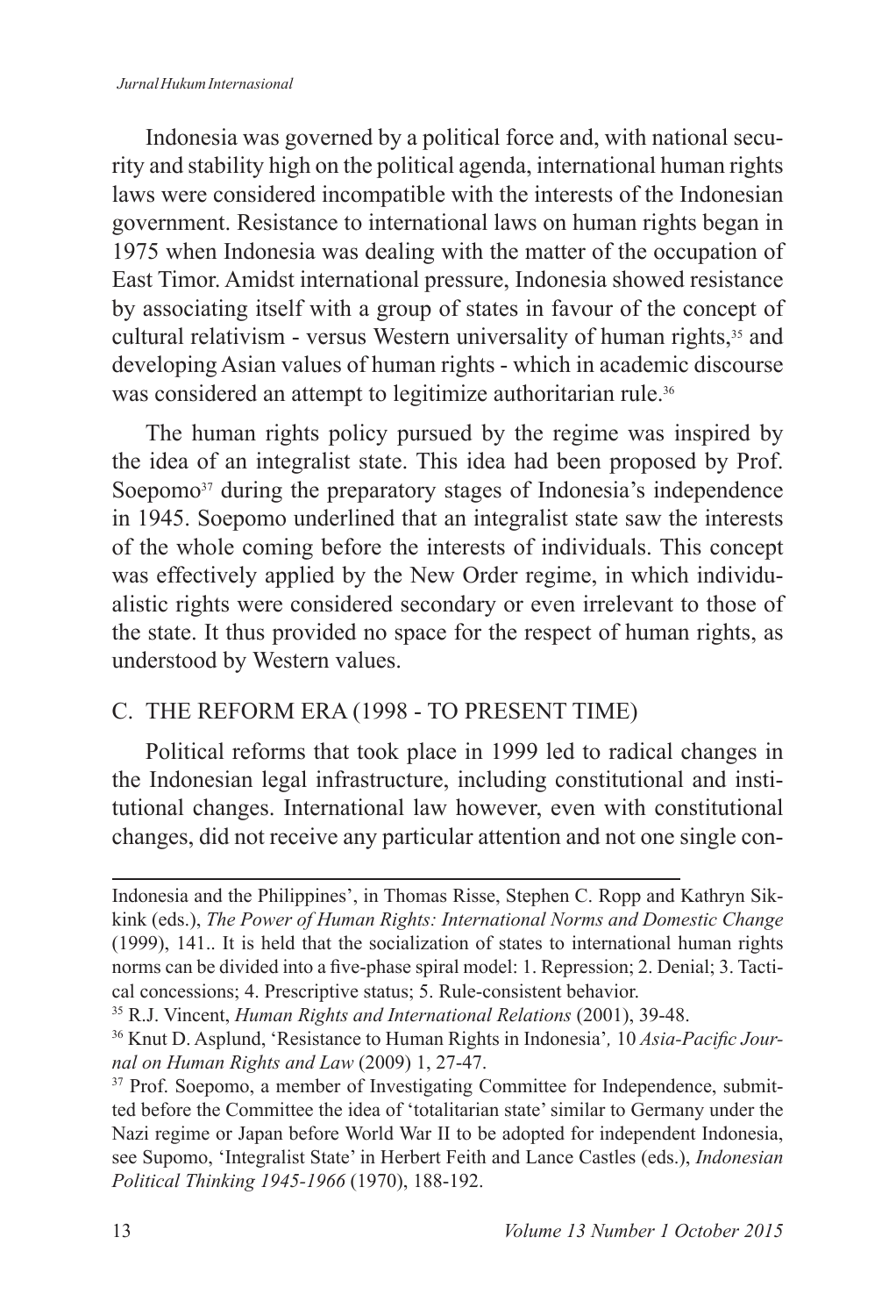Indonesia was governed by a political force and, with national security and stability high on the political agenda, international human rights laws were considered incompatible with the interests of the Indonesian government. Resistance to international laws on human rights began in 1975 when Indonesia was dealing with the matter of the occupation of East Timor. Amidst international pressure, Indonesia showed resistance by associating itself with a group of states in favour of the concept of cultural relativism - versus Western universality of human rights,[35] and developing Asian values of human rights - which in academic discourse was considered an attempt to legitimize authoritarian rule.[36]

The human rights policy pursued by the regime was inspired by the idea of an integralist state. This idea had been proposed by Prof. Soepomo[37] during the preparatory stages of Indonesia's independence in 1945. Soepomo underlined that an integralist state saw the interests of the whole coming before the interests of individuals. This concept was effectively applied by the New Order regime, in which individualistic rights were considered secondary or even irrelevant to those of the state. It thus provided no space for the respect of human rights, as understood by Western values.

## C. THE REFORM ERA (1998 - TO PRESENT TIME)

Political reforms that took place in 1999 led to radical changes in the Indonesian legal infrastructure, including constitutional and institutional changes. International law however, even with constitutional changes, did not receive any particular attention and not one single con-

---

Indonesia and the Philippines', in Thomas Risse, Stephen C. Ropp and Kathryn Sikkink (eds.), *The Power of Human Rights: International Norms and Domestic Change* (1999), 141.. It is held that the socialization of states to international human rights norms can be divided into a five-phase spiral model: 1. Repression; 2. Denial; 3. Tactical concessions; 4. Prescriptive status; 5. Rule-consistent behavior.

[35] R.J. Vincent, *Human Rights and International Relations* (2001), 39-48.

[36] Knut D. Asplund, 'Resistance to Human Rights in Indonesia', 10 *Asia-Pacific Journal on Human Rights and Law* (2009) 1, 27-47.

[37] Prof. Soepomo, a member of Investigating Committee for Independence, submitted before the Committee the idea of 'totalitarian state' similar to Germany under the Nazi regime or Japan before World War II to be adopted for independent Indonesia, see Supomo, 'Integralist State' in Herbert Feith and Lance Castles (eds.), *Indonesian Political Thinking 1945-1966* (1970), 188-192.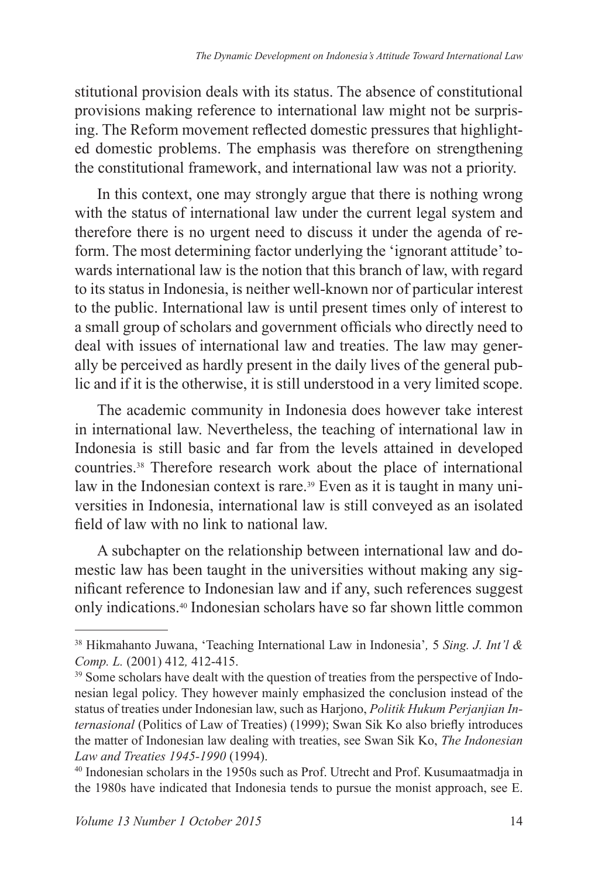stitutional provision deals with its status. The absence of constitutional provisions making reference to international law might not be surprising. The Reform movement reflected domestic pressures that highlighted domestic problems. The emphasis was therefore on strengthening the constitutional framework, and international law was not a priority.

In this context, one may strongly argue that there is nothing wrong with the status of international law under the current legal system and therefore there is no urgent need to discuss it under the agenda of reform. The most determining factor underlying the 'ignorant attitude' towards international law is the notion that this branch of law, with regard to its status in Indonesia, is neither well-known nor of particular interest to the public. International law is until present times only of interest to a small group of scholars and government officials who directly need to deal with issues of international law and treaties. The law may generally be perceived as hardly present in the daily lives of the general public and if it is the otherwise, it is still understood in a very limited scope.

The academic community in Indonesia does however take interest in international law. Nevertheless, the teaching of international law in Indonesia is still basic and far from the levels attained in developed countries.[38] Therefore research work about the place of international law in the Indonesian context is rare.[39] Even as it is taught in many universities in Indonesia, international law is still conveyed as an isolated field of law with no link to national law.

A subchapter on the relationship between international law and domestic law has been taught in the universities without making any significant reference to Indonesian law and if any, such references suggest only indications.[40] Indonesian scholars have so far shown little common

---

[38] Hikmahanto Juwana, 'Teaching International Law in Indonesia', 5 *Sing. J. Int'l & Comp. L.* (2001) 412, 412-415.

[39] Some scholars have dealt with the question of treaties from the perspective of Indonesian legal policy. They however mainly emphasized the conclusion instead of the status of treaties under Indonesian law, such as Harjono, *Politik Hukum Perjanjian Internasional* (Politics of Law of Treaties) (1999); Swan Sik Ko also briefly introduces the matter of Indonesian law dealing with treaties, see Swan Sik Ko, *The Indonesian Law and Treaties 1945-1990* (1994).

[40] Indonesian scholars in the 1950s such as Prof. Utrecht and Prof. Kusumaatmadja in the 1980s have indicated that Indonesia tends to pursue the monist approach, see E.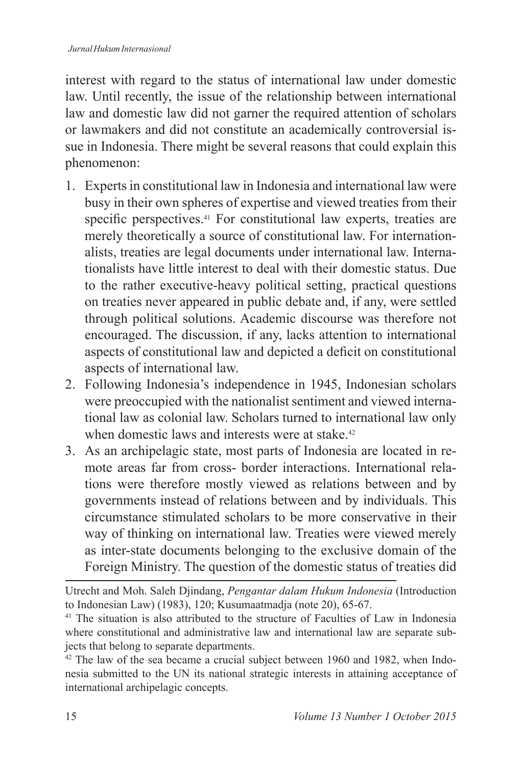interest with regard to the status of international law under domestic law. Until recently, the issue of the relationship between international law and domestic law did not garner the required attention of scholars or lawmakers and did not constitute an academically controversial issue in Indonesia. There might be several reasons that could explain this phenomenon:

1. Experts in constitutional law in Indonesia and international law were busy in their own spheres of expertise and viewed treaties from their specific perspectives.[41] For constitutional law experts, treaties are merely theoretically a source of constitutional law. For internationalists, treaties are legal documents under international law. Internationalists have little interest to deal with their domestic status. Due to the rather executive-heavy political setting, practical questions on treaties never appeared in public debate and, if any, were settled through political solutions. Academic discourse was therefore not encouraged. The discussion, if any, lacks attention to international aspects of constitutional law and depicted a deficit on constitutional aspects of international law.
2. Following Indonesia's independence in 1945, Indonesian scholars were preoccupied with the nationalist sentiment and viewed international law as colonial law. Scholars turned to international law only when domestic laws and interests were at stake.[42]
3. As an archipelagic state, most parts of Indonesia are located in remote areas far from cross- border interactions. International relations were therefore mostly viewed as relations between and by governments instead of relations between and by individuals. This circumstance stimulated scholars to be more conservative in their way of thinking on international law. Treaties were viewed merely as inter-state documents belonging to the exclusive domain of the Foreign Ministry. The question of the domestic status of treaties did

---

Utrecht and Moh. Saleh Djindang, *Pengantar dalam Hukum Indonesia* (Introduction to Indonesian Law) (1983), 120; Kusumaatmadja (note 20), 65-67.

[41] The situation is also attributed to the structure of Faculties of Law in Indonesia where constitutional and administrative law and international law are separate subjects that belong to separate departments.

[42] The law of the sea became a crucial subject between 1960 and 1982, when Indonesia submitted to the UN its national strategic interests in attaining acceptance of international archipelagic concepts.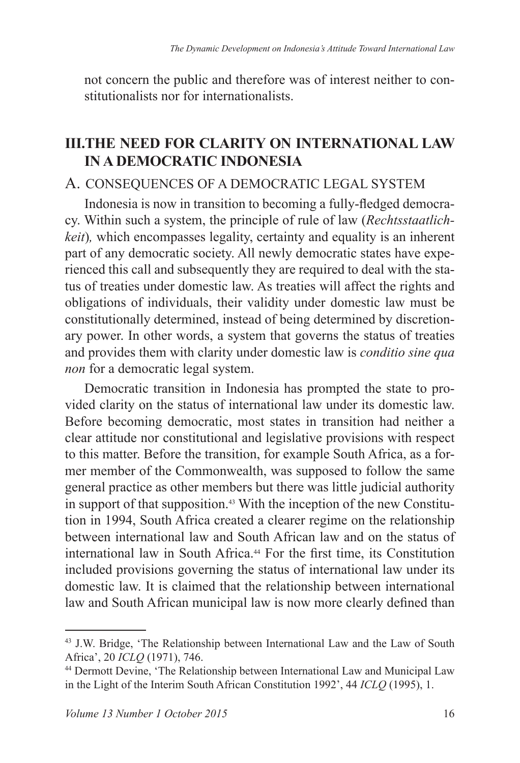not concern the public and therefore was of interest neither to constitutionalists nor for internationalists.

## III. THE NEED FOR CLARITY ON INTERNATIONAL LAW IN A DEMOCRATIC INDONESIA

### A. CONSEQUENCES OF A DEMOCRATIC LEGAL SYSTEM

Indonesia is now in transition to becoming a fully-fledged democracy. Within such a system, the principle of rule of law (*Rechtsstaatlichkeit*), which encompasses legality, certainty and equality is an inherent part of any democratic society. All newly democratic states have experienced this call and subsequently they are required to deal with the status of treaties under domestic law. As treaties will affect the rights and obligations of individuals, their validity under domestic law must be constitutionally determined, instead of being determined by discretionary power. In other words, a system that governs the status of treaties and provides them with clarity under domestic law is *conditio sine qua non* for a democratic legal system.

Democratic transition in Indonesia has prompted the state to provided clarity on the status of international law under its domestic law. Before becoming democratic, most states in transition had neither a clear attitude nor constitutional and legislative provisions with respect to this matter. Before the transition, for example South Africa, as a former member of the Commonwealth, was supposed to follow the same general practice as other members but there was little judicial authority in support of that supposition.[43] With the inception of the new Constitution in 1994, South Africa created a clearer regime on the relationship between international law and South African law and on the status of international law in South Africa.[44] For the first time, its Constitution included provisions governing the status of international law under its domestic law. It is claimed that the relationship between international law and South African municipal law is now more clearly defined than

---

[43] J.W. Bridge, 'The Relationship between International Law and the Law of South Africa', 20 *ICLQ* (1971), 746.

[44] Dermott Devine, 'The Relationship between International Law and Municipal Law in the Light of the Interim South African Constitution 1992', 44 *ICLQ* (1995), 1.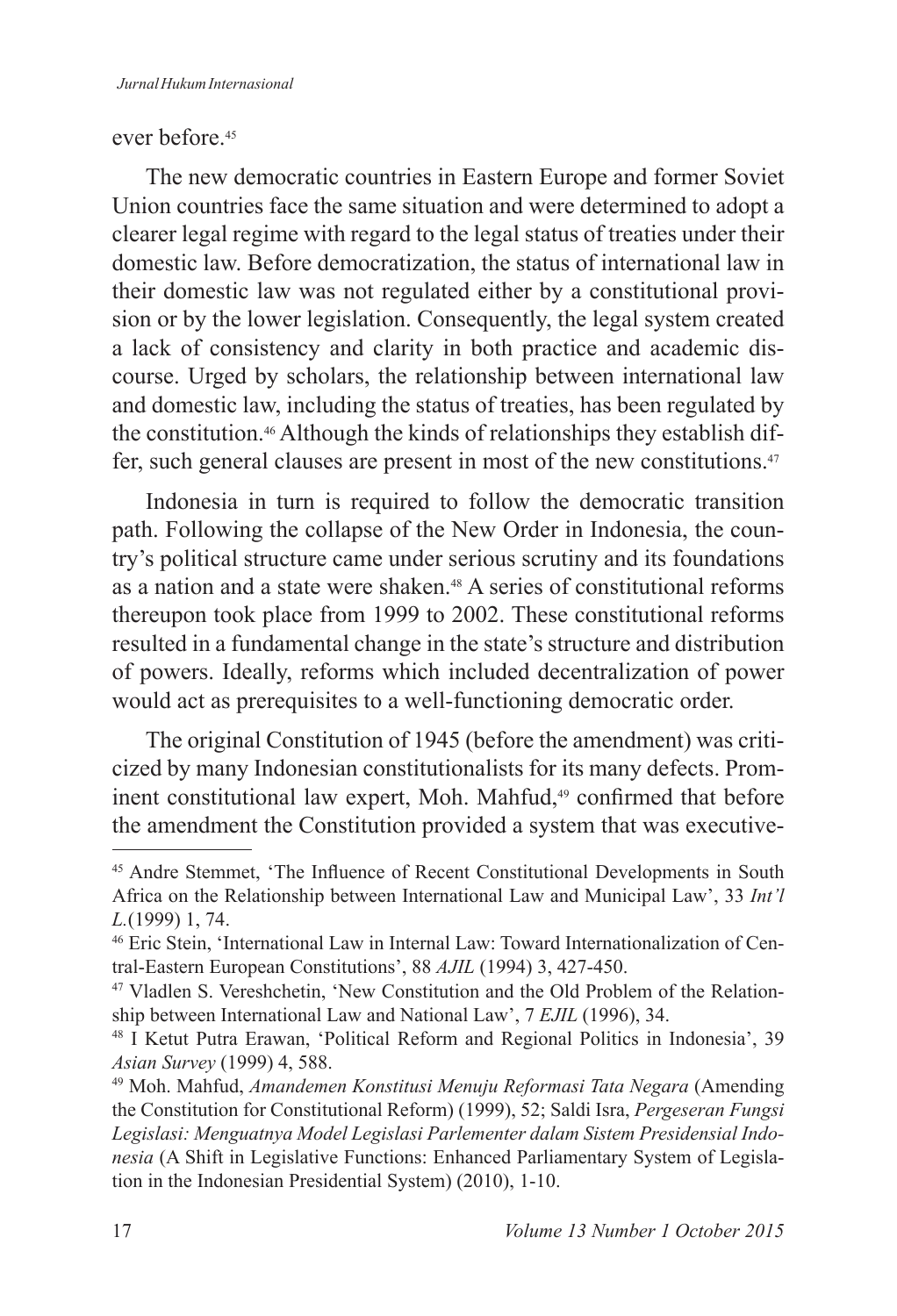ever before.[45]

The new democratic countries in Eastern Europe and former Soviet Union countries face the same situation and were determined to adopt a clearer legal regime with regard to the legal status of treaties under their domestic law. Before democratization, the status of international law in their domestic law was not regulated either by a constitutional provision or by the lower legislation. Consequently, the legal system created a lack of consistency and clarity in both practice and academic discourse. Urged by scholars, the relationship between international law and domestic law, including the status of treaties, has been regulated by the constitution.[46] Although the kinds of relationships they establish differ, such general clauses are present in most of the new constitutions.[47]

Indonesia in turn is required to follow the democratic transition path. Following the collapse of the New Order in Indonesia, the country's political structure came under serious scrutiny and its foundations as a nation and a state were shaken.[48] A series of constitutional reforms thereupon took place from 1999 to 2002. These constitutional reforms resulted in a fundamental change in the state's structure and distribution of powers. Ideally, reforms which included decentralization of power would act as prerequisites to a well-functioning democratic order.

The original Constitution of 1945 (before the amendment) was criticized by many Indonesian constitutionalists for its many defects. Prominent constitutional law expert, Moh. Mahfud,[49] confirmed that before the amendment the Constitution provided a system that was executive-

---

[45] Andre Stemmet, 'The Influence of Recent Constitutional Developments in South Africa on the Relationship between International Law and Municipal Law', 33 *Int'l L.*(1999) 1, 74.

[46] Eric Stein, 'International Law in Internal Law: Toward Internationalization of Central-Eastern European Constitutions', 88 *AJIL* (1994) 3, 427-450.

[47] Vladlen S. Vereshchetin, 'New Constitution and the Old Problem of the Relationship between International Law and National Law', 7 *EJIL* (1996), 34.

[48] I Ketut Putra Erawan, 'Political Reform and Regional Politics in Indonesia', 39 *Asian Survey* (1999) 4, 588.

[49] Moh. Mahfud, *Amandemen Konstitusi Menuju Reformasi Tata Negara* (Amending the Constitution for Constitutional Reform) (1999), 52; Saldi Isra, *Pergeseran Fungsi Legislasi: Menguatnya Model Legislasi Parlementer dalam Sistem Presidensial Indonesia* (A Shift in Legislative Functions: Enhanced Parliamentary System of Legislation in the Indonesian Presidential System) (2010), 1-10.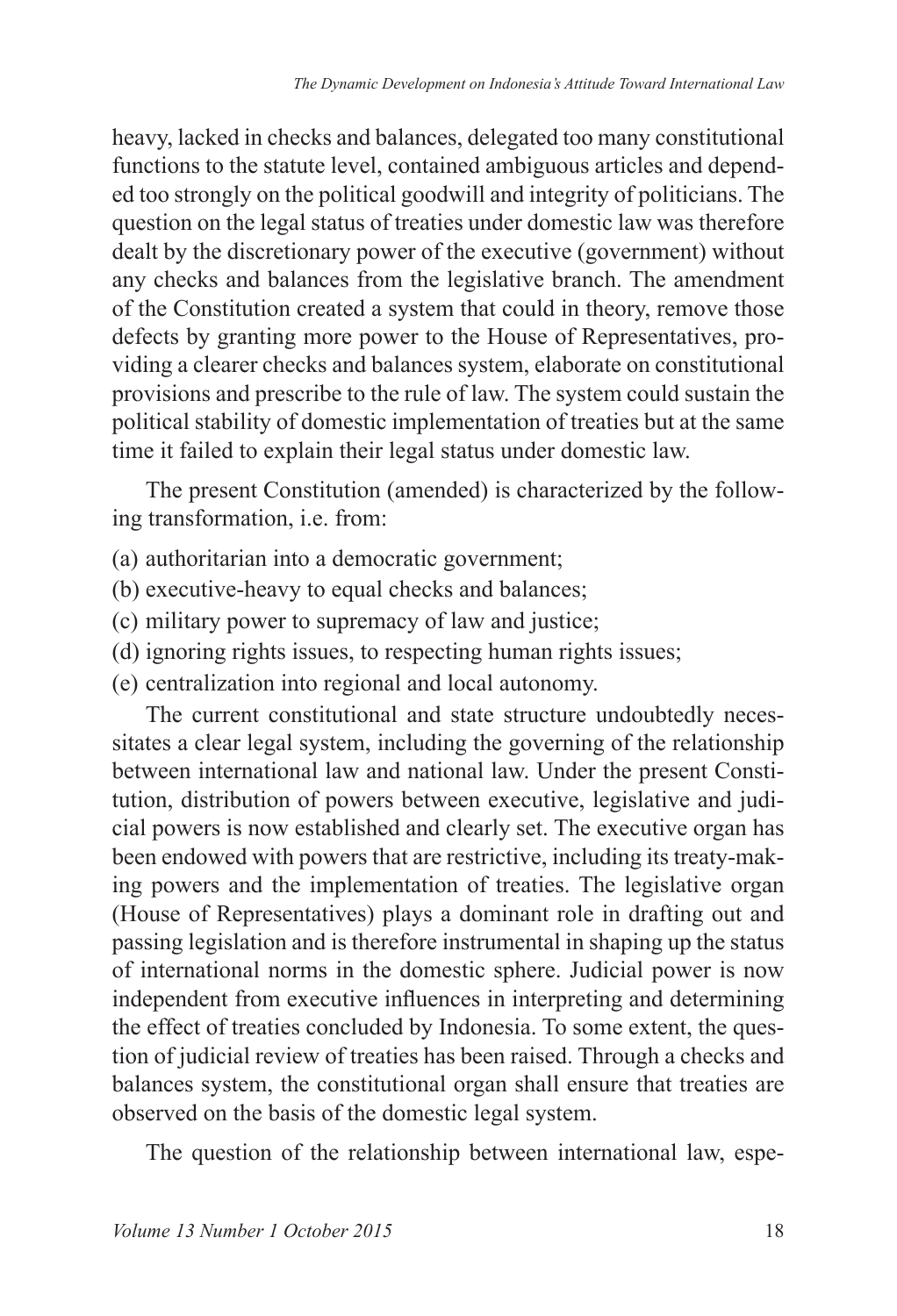heavy, lacked in checks and balances, delegated too many constitutional functions to the statute level, contained ambiguous articles and depended too strongly on the political goodwill and integrity of politicians. The question on the legal status of treaties under domestic law was therefore dealt by the discretionary power of the executive (government) without any checks and balances from the legislative branch. The amendment of the Constitution created a system that could in theory, remove those defects by granting more power to the House of Representatives, providing a clearer checks and balances system, elaborate on constitutional provisions and prescribe to the rule of law. The system could sustain the political stability of domestic implementation of treaties but at the same time it failed to explain their legal status under domestic law.

The present Constitution (amended) is characterized by the following transformation, i.e. from:

(a) authoritarian into a democratic government;
(b) executive-heavy to equal checks and balances;
(c) military power to supremacy of law and justice;
(d) ignoring rights issues, to respecting human rights issues;
(e) centralization into regional and local autonomy.

The current constitutional and state structure undoubtedly necessitates a clear legal system, including the governing of the relationship between international law and national law. Under the present Constitution, distribution of powers between executive, legislative and judicial powers is now established and clearly set. The executive organ has been endowed with powers that are restrictive, including its treaty-making powers and the implementation of treaties. The legislative organ (House of Representatives) plays a dominant role in drafting out and passing legislation and is therefore instrumental in shaping up the status of international norms in the domestic sphere. Judicial power is now independent from executive influences in interpreting and determining the effect of treaties concluded by Indonesia. To some extent, the question of judicial review of treaties has been raised. Through a checks and balances system, the constitutional organ shall ensure that treaties are observed on the basis of the domestic legal system.

The question of the relationship between international law, espe-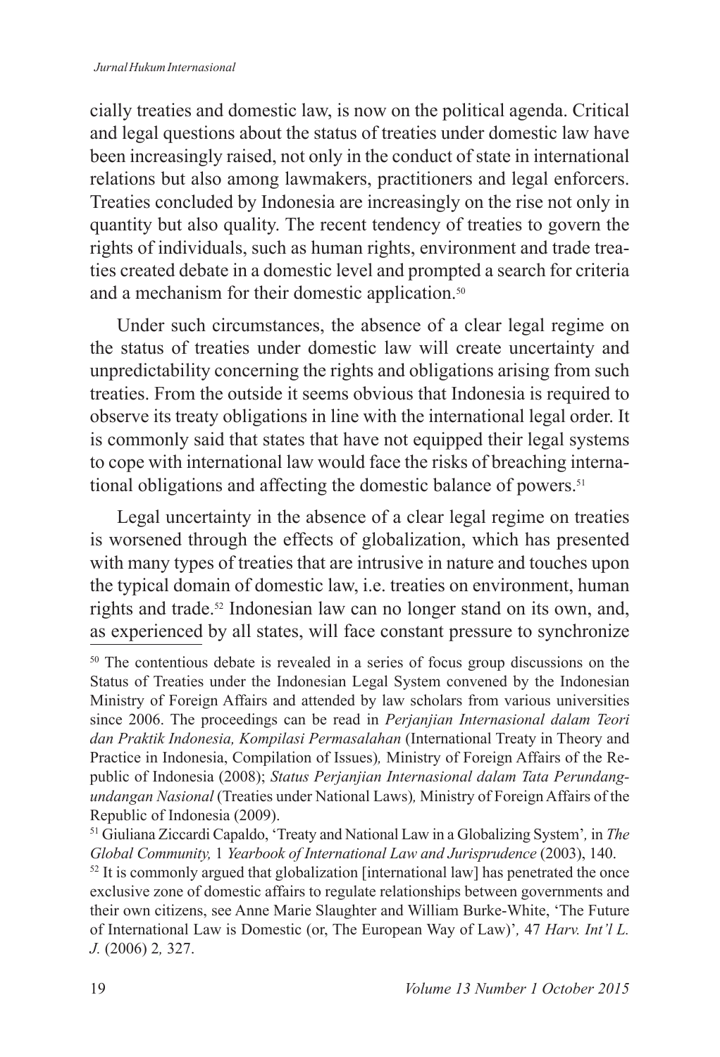cially treaties and domestic law, is now on the political agenda. Critical and legal questions about the status of treaties under domestic law have been increasingly raised, not only in the conduct of state in international relations but also among lawmakers, practitioners and legal enforcers. Treaties concluded by Indonesia are increasingly on the rise not only in quantity but also quality. The recent tendency of treaties to govern the rights of individuals, such as human rights, environment and trade treaties created debate in a domestic level and prompted a search for criteria and a mechanism for their domestic application.[50]

Under such circumstances, the absence of a clear legal regime on the status of treaties under domestic law will create uncertainty and unpredictability concerning the rights and obligations arising from such treaties. From the outside it seems obvious that Indonesia is required to observe its treaty obligations in line with the international legal order. It is commonly said that states that have not equipped their legal systems to cope with international law would face the risks of breaching international obligations and affecting the domestic balance of powers.[51]

Legal uncertainty in the absence of a clear legal regime on treaties is worsened through the effects of globalization, which has presented with many types of treaties that are intrusive in nature and touches upon the typical domain of domestic law, i.e. treaties on environment, human rights and trade.[52] Indonesian law can no longer stand on its own, and, as experienced by all states, will face constant pressure to synchronize

[50] The contentious debate is revealed in a series of focus group discussions on the Status of Treaties under the Indonesian Legal System convened by the Indonesian Ministry of Foreign Affairs and attended by law scholars from various universities since 2006. The proceedings can be read in *Perjanjian Internasional dalam Teori dan Praktik Indonesia, Kompilasi Permasalahan* (International Treaty in Theory and Practice in Indonesia, Compilation of Issues)*,* Ministry of Foreign Affairs of the Republic of Indonesia (2008); *Status Perjanjian Internasional dalam Tata Perundang-undangan Nasional* (Treaties under National Laws)*,* Ministry of Foreign Affairs of the Republic of Indonesia (2009).

[51] Giuliana Ziccardi Capaldo, 'Treaty and National Law in a Globalizing System'*,* in *The Global Community,* 1 *Yearbook of International Law and Jurisprudence* (2003), 140.

[52] It is commonly argued that globalization [international law] has penetrated the once exclusive zone of domestic affairs to regulate relationships between governments and their own citizens, see Anne Marie Slaughter and William Burke-White, 'The Future of International Law is Domestic (or, The European Way of Law)'*,* 47 *Harv. Int'l L. J.* (2006) 2*,* 327.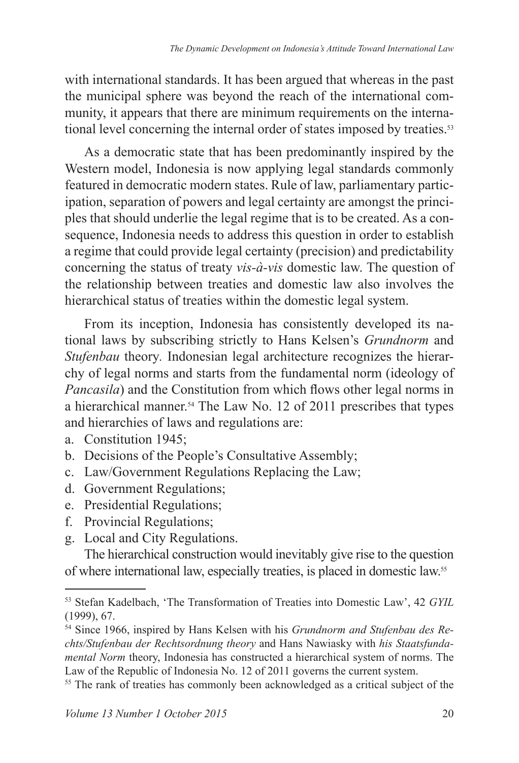with international standards. It has been argued that whereas in the past the municipal sphere was beyond the reach of the international community, it appears that there are minimum requirements on the international level concerning the internal order of states imposed by treaties.[53]

As a democratic state that has been predominantly inspired by the Western model, Indonesia is now applying legal standards commonly featured in democratic modern states. Rule of law, parliamentary participation, separation of powers and legal certainty are amongst the principles that should underlie the legal regime that is to be created. As a consequence, Indonesia needs to address this question in order to establish a regime that could provide legal certainty (precision) and predictability concerning the status of treaty *vis-à-vis* domestic law. The question of the relationship between treaties and domestic law also involves the hierarchical status of treaties within the domestic legal system.

From its inception, Indonesia has consistently developed its national laws by subscribing strictly to Hans Kelsen's *Grundnorm* and *Stufenbau* theory. Indonesian legal architecture recognizes the hierarchy of legal norms and starts from the fundamental norm (ideology of *Pancasila*) and the Constitution from which flows other legal norms in a hierarchical manner.[54] The Law No. 12 of 2011 prescribes that types and hierarchies of laws and regulations are:

a. Constitution 1945;
b. Decisions of the People's Consultative Assembly;
c. Law/Government Regulations Replacing the Law;
d. Government Regulations;
e. Presidential Regulations;
f. Provincial Regulations;
g. Local and City Regulations.

The hierarchical construction would inevitably give rise to the question of where international law, especially treaties, is placed in domestic law.[55]

---

[53] Stefan Kadelbach, 'The Transformation of Treaties into Domestic Law', 42 *GYIL* (1999), 67.

[54] Since 1966, inspired by Hans Kelsen with his *Grundnorm and Stufenbau des Rechts/Stufenbau der Rechtsordnung theory* and Hans Nawiasky with *his Staatsfundamental Norm* theory, Indonesia has constructed a hierarchical system of norms. The Law of the Republic of Indonesia No. 12 of 2011 governs the current system.

[55] The rank of treaties has commonly been acknowledged as a critical subject of the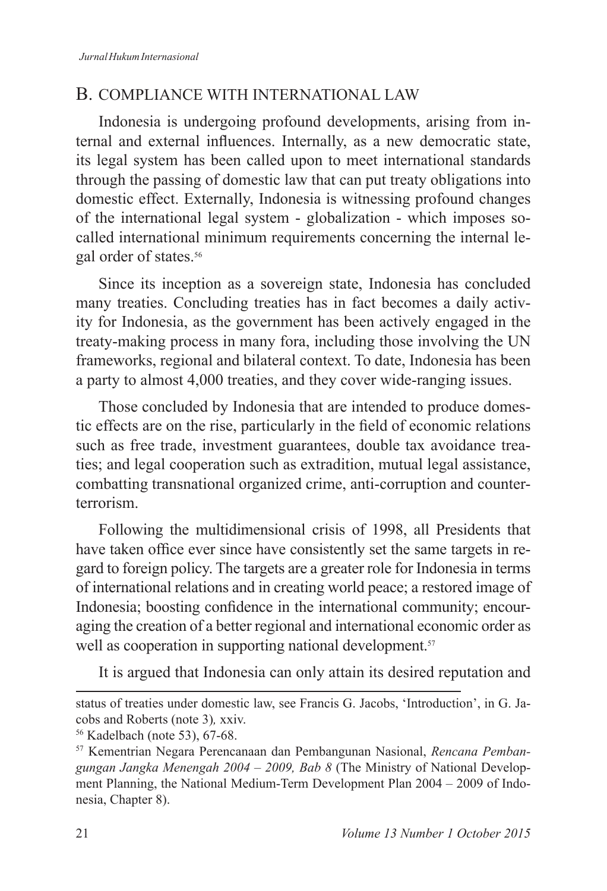## B. COMPLIANCE WITH INTERNATIONAL LAW

Indonesia is undergoing profound developments, arising from internal and external influences. Internally, as a new democratic state, its legal system has been called upon to meet international standards through the passing of domestic law that can put treaty obligations into domestic effect. Externally, Indonesia is witnessing profound changes of the international legal system - globalization - which imposes so-called international minimum requirements concerning the internal legal order of states.[56]

Since its inception as a sovereign state, Indonesia has concluded many treaties. Concluding treaties has in fact becomes a daily activity for Indonesia, as the government has been actively engaged in the treaty-making process in many fora, including those involving the UN frameworks, regional and bilateral context. To date, Indonesia has been a party to almost 4,000 treaties, and they cover wide-ranging issues.

Those concluded by Indonesia that are intended to produce domestic effects are on the rise, particularly in the field of economic relations such as free trade, investment guarantees, double tax avoidance treaties; and legal cooperation such as extradition, mutual legal assistance, combatting transnational organized crime, anti-corruption and counter-terrorism.

Following the multidimensional crisis of 1998, all Presidents that have taken office ever since have consistently set the same targets in regard to foreign policy. The targets are a greater role for Indonesia in terms of international relations and in creating world peace; a restored image of Indonesia; boosting confidence in the international community; encouraging the creation of a better regional and international economic order as well as cooperation in supporting national development.[57]

It is argued that Indonesia can only attain its desired reputation and

---

status of treaties under domestic law, see Francis G. Jacobs, 'Introduction', in G. Jacobs and Roberts (note 3), xxiv.

[56] Kadelbach (note 53), 67-68.

[57] Kementrian Negara Perencanaan dan Pembangunan Nasional, *Rencana Pembangungan Jangka Menengah 2004 – 2009, Bab 8* (The Ministry of National Development Planning, the National Medium-Term Development Plan 2004 – 2009 of Indonesia, Chapter 8).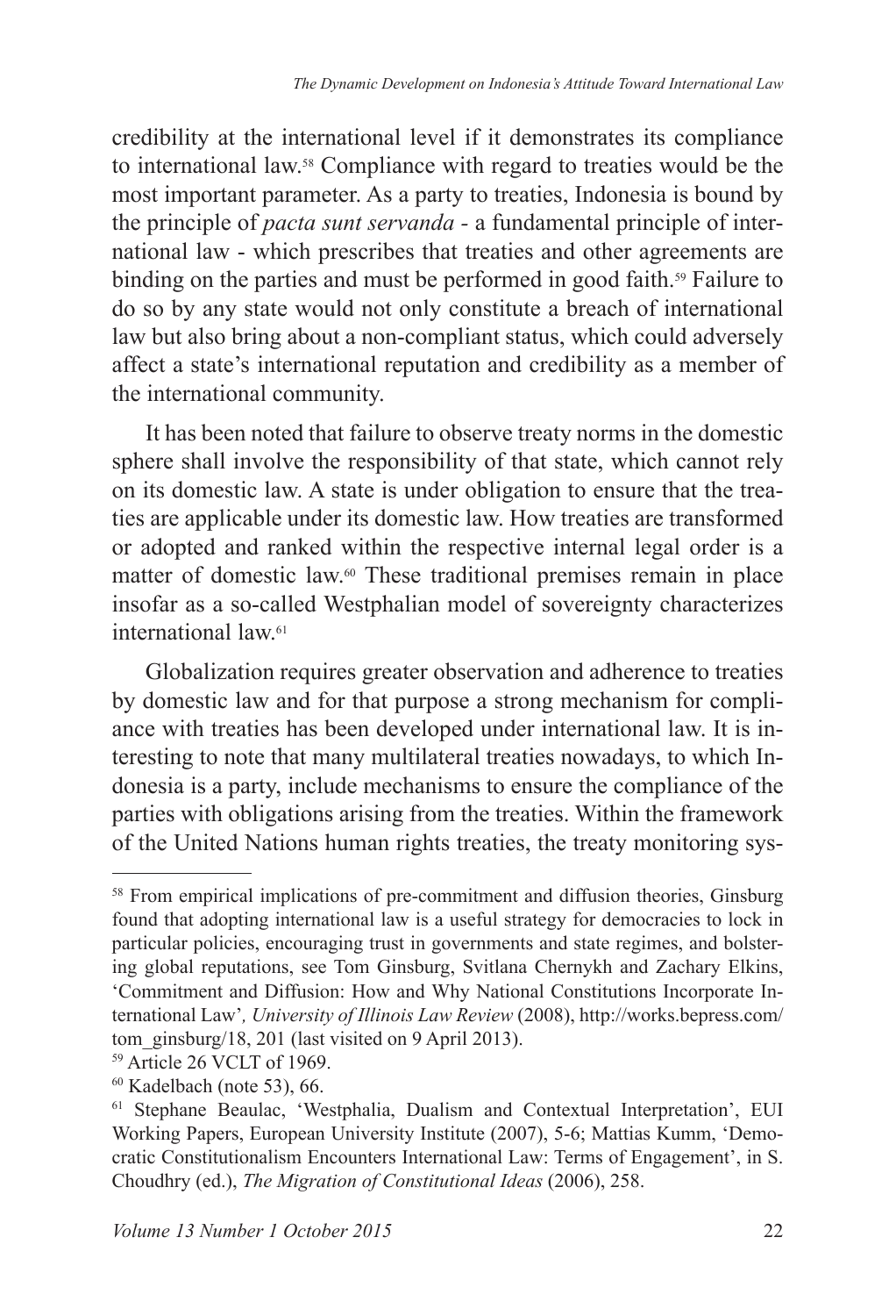credibility at the international level if it demonstrates its compliance to international law.[58] Compliance with regard to treaties would be the most important parameter. As a party to treaties, Indonesia is bound by the principle of *pacta sunt servanda* - a fundamental principle of international law - which prescribes that treaties and other agreements are binding on the parties and must be performed in good faith.[59] Failure to do so by any state would not only constitute a breach of international law but also bring about a non-compliant status, which could adversely affect a state's international reputation and credibility as a member of the international community.

It has been noted that failure to observe treaty norms in the domestic sphere shall involve the responsibility of that state, which cannot rely on its domestic law. A state is under obligation to ensure that the treaties are applicable under its domestic law. How treaties are transformed or adopted and ranked within the respective internal legal order is a matter of domestic law.[60] These traditional premises remain in place insofar as a so-called Westphalian model of sovereignty characterizes international law.[61]

Globalization requires greater observation and adherence to treaties by domestic law and for that purpose a strong mechanism for compliance with treaties has been developed under international law. It is interesting to note that many multilateral treaties nowadays, to which Indonesia is a party, include mechanisms to ensure the compliance of the parties with obligations arising from the treaties. Within the framework of the United Nations human rights treaties, the treaty monitoring sys-

---

[58] From empirical implications of pre-commitment and diffusion theories, Ginsburg found that adopting international law is a useful strategy for democracies to lock in particular policies, encouraging trust in governments and state regimes, and bolstering global reputations, see Tom Ginsburg, Svitlana Chernykh and Zachary Elkins, 'Commitment and Diffusion: How and Why National Constitutions Incorporate International Law', *University of Illinois Law Review* (2008), http://works.bepress.com/tom_ginsburg/18, 201 (last visited on 9 April 2013).

[59] Article 26 VCLT of 1969.

[60] Kadelbach (note 53), 66.

[61] Stephane Beaulac, 'Westphalia, Dualism and Contextual Interpretation', EUI Working Papers, European University Institute (2007), 5-6; Mattias Kumm, 'Democratic Constitutionalism Encounters International Law: Terms of Engagement', in S. Choudhry (ed.), *The Migration of Constitutional Ideas* (2006), 258.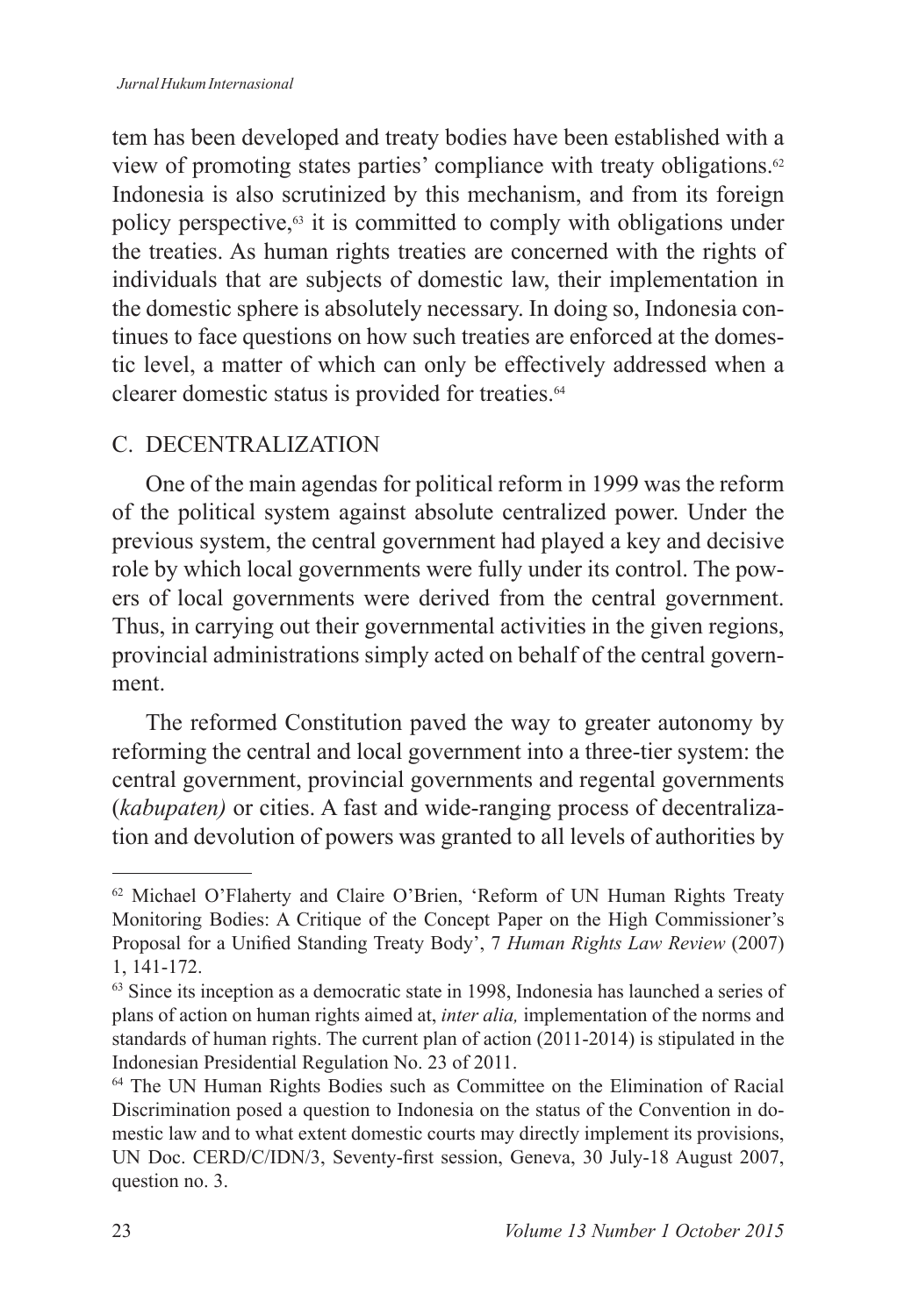tem has been developed and treaty bodies have been established with a view of promoting states parties' compliance with treaty obligations.[62] Indonesia is also scrutinized by this mechanism, and from its foreign policy perspective,[63] it is committed to comply with obligations under the treaties. As human rights treaties are concerned with the rights of individuals that are subjects of domestic law, their implementation in the domestic sphere is absolutely necessary. In doing so, Indonesia continues to face questions on how such treaties are enforced at the domestic level, a matter of which can only be effectively addressed when a clearer domestic status is provided for treaties.[64]

## C. DECENTRALIZATION

One of the main agendas for political reform in 1999 was the reform of the political system against absolute centralized power. Under the previous system, the central government had played a key and decisive role by which local governments were fully under its control. The powers of local governments were derived from the central government. Thus, in carrying out their governmental activities in the given regions, provincial administrations simply acted on behalf of the central government.

The reformed Constitution paved the way to greater autonomy by reforming the central and local government into a three-tier system: the central government, provincial governments and regental governments (*kabupaten)* or cities. A fast and wide-ranging process of decentralization and devolution of powers was granted to all levels of authorities by

---

[62] Michael O'Flaherty and Claire O'Brien, 'Reform of UN Human Rights Treaty Monitoring Bodies: A Critique of the Concept Paper on the High Commissioner's Proposal for a Unified Standing Treaty Body', 7 *Human Rights Law Review* (2007) 1, 141-172.

[63] Since its inception as a democratic state in 1998, Indonesia has launched a series of plans of action on human rights aimed at, *inter alia,* implementation of the norms and standards of human rights. The current plan of action (2011-2014) is stipulated in the Indonesian Presidential Regulation No. 23 of 2011.

[64] The UN Human Rights Bodies such as Committee on the Elimination of Racial Discrimination posed a question to Indonesia on the status of the Convention in domestic law and to what extent domestic courts may directly implement its provisions, UN Doc. CERD/C/IDN/3, Seventy-first session, Geneva, 30 July-18 August 2007, question no. 3.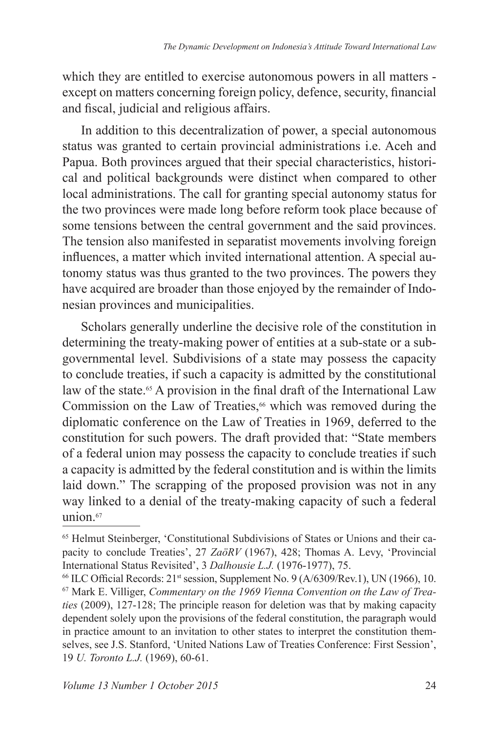which they are entitled to exercise autonomous powers in all matters - except on matters concerning foreign policy, defence, security, financial and fiscal, judicial and religious affairs.

In addition to this decentralization of power, a special autonomous status was granted to certain provincial administrations i.e. Aceh and Papua. Both provinces argued that their special characteristics, historical and political backgrounds were distinct when compared to other local administrations. The call for granting special autonomy status for the two provinces were made long before reform took place because of some tensions between the central government and the said provinces. The tension also manifested in separatist movements involving foreign influences, a matter which invited international attention. A special autonomy status was thus granted to the two provinces. The powers they have acquired are broader than those enjoyed by the remainder of Indonesian provinces and municipalities.

Scholars generally underline the decisive role of the constitution in determining the treaty-making power of entities at a sub-state or a sub-governmental level. Subdivisions of a state may possess the capacity to conclude treaties, if such a capacity is admitted by the constitutional law of the state.[65] A provision in the final draft of the International Law Commission on the Law of Treaties,[66] which was removed during the diplomatic conference on the Law of Treaties in 1969, deferred to the constitution for such powers. The draft provided that: "State members of a federal union may possess the capacity to conclude treaties if such a capacity is admitted by the federal constitution and is within the limits laid down." The scrapping of the proposed provision was not in any way linked to a denial of the treaty-making capacity of such a federal union.[67]

---

[65] Helmut Steinberger, 'Constitutional Subdivisions of States or Unions and their capacity to conclude Treaties', 27 *ZaöRV* (1967), 428; Thomas A. Levy, 'Provincial International Status Revisited', 3 *Dalhousie L.J.* (1976-1977), 75.

[66] ILC Official Records: 21st session, Supplement No. 9 (A/6309/Rev.1), UN (1966), 10.

[67] Mark E. Villiger, *Commentary on the 1969 Vienna Convention on the Law of Treaties* (2009), 127-128; The principle reason for deletion was that by making capacity dependent solely upon the provisions of the federal constitution, the paragraph would in practice amount to an invitation to other states to interpret the constitution themselves, see J.S. Stanford, 'United Nations Law of Treaties Conference: First Session', 19 *U. Toronto L.J.* (1969), 60-61.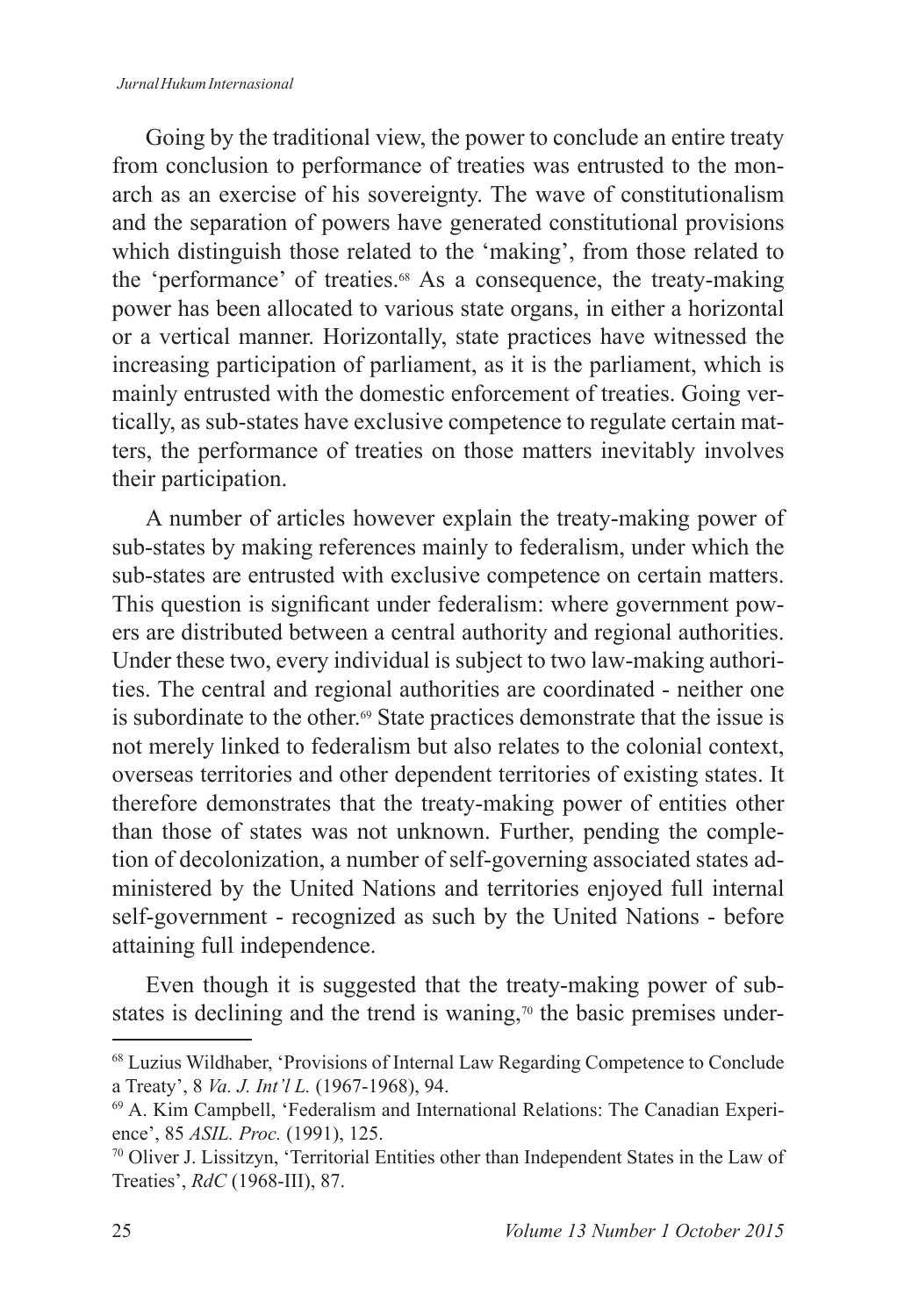Going by the traditional view, the power to conclude an entire treaty from conclusion to performance of treaties was entrusted to the monarch as an exercise of his sovereignty. The wave of constitutionalism and the separation of powers have generated constitutional provisions which distinguish those related to the 'making', from those related to the 'performance' of treaties.[68] As a consequence, the treaty-making power has been allocated to various state organs, in either a horizontal or a vertical manner. Horizontally, state practices have witnessed the increasing participation of parliament, as it is the parliament, which is mainly entrusted with the domestic enforcement of treaties. Going vertically, as sub-states have exclusive competence to regulate certain matters, the performance of treaties on those matters inevitably involves their participation.

A number of articles however explain the treaty-making power of sub-states by making references mainly to federalism, under which the sub-states are entrusted with exclusive competence on certain matters. This question is significant under federalism: where government powers are distributed between a central authority and regional authorities. Under these two, every individual is subject to two law-making authorities. The central and regional authorities are coordinated - neither one is subordinate to the other.[69] State practices demonstrate that the issue is not merely linked to federalism but also relates to the colonial context, overseas territories and other dependent territories of existing states. It therefore demonstrates that the treaty-making power of entities other than those of states was not unknown. Further, pending the completion of decolonization, a number of self-governing associated states administered by the United Nations and territories enjoyed full internal self-government - recognized as such by the United Nations - before attaining full independence.

Even though it is suggested that the treaty-making power of sub-states is declining and the trend is waning,[70] the basic premises under-

---

[68] Luzius Wildhaber, 'Provisions of Internal Law Regarding Competence to Conclude a Treaty', 8 *Va. J. Int'l L.* (1967-1968), 94.

[69] A. Kim Campbell, 'Federalism and International Relations: The Canadian Experience', 85 *ASIL. Proc.* (1991), 125.

[70] Oliver J. Lissitzyn, 'Territorial Entities other than Independent States in the Law of Treaties', *RdC* (1968-III), 87.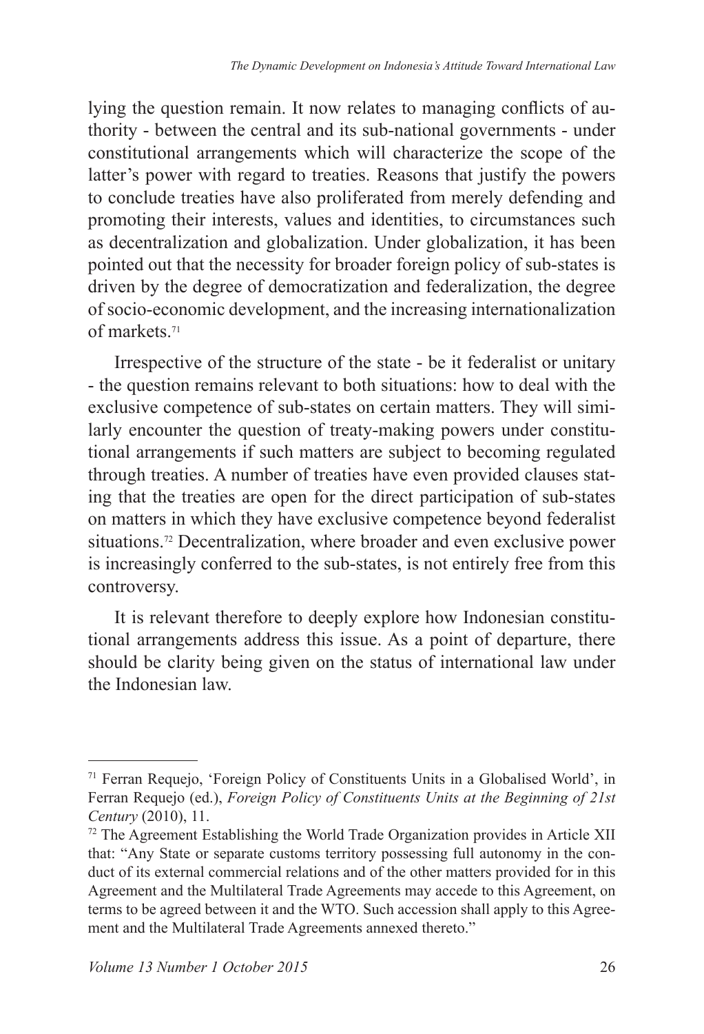lying the question remain. It now relates to managing conflicts of authority - between the central and its sub-national governments - under constitutional arrangements which will characterize the scope of the latter's power with regard to treaties. Reasons that justify the powers to conclude treaties have also proliferated from merely defending and promoting their interests, values and identities, to circumstances such as decentralization and globalization. Under globalization, it has been pointed out that the necessity for broader foreign policy of sub-states is driven by the degree of democratization and federalization, the degree of socio-economic development, and the increasing internationalization of markets.[71]

Irrespective of the structure of the state - be it federalist or unitary - the question remains relevant to both situations: how to deal with the exclusive competence of sub-states on certain matters. They will similarly encounter the question of treaty-making powers under constitutional arrangements if such matters are subject to becoming regulated through treaties. A number of treaties have even provided clauses stating that the treaties are open for the direct participation of sub-states on matters in which they have exclusive competence beyond federalist situations.[72] Decentralization, where broader and even exclusive power is increasingly conferred to the sub-states, is not entirely free from this controversy.

It is relevant therefore to deeply explore how Indonesian constitutional arrangements address this issue. As a point of departure, there should be clarity being given on the status of international law under the Indonesian law.

---

[71] Ferran Requejo, 'Foreign Policy of Constituents Units in a Globalised World', in Ferran Requejo (ed.), *Foreign Policy of Constituents Units at the Beginning of 21st Century* (2010), 11.

[72] The Agreement Establishing the World Trade Organization provides in Article XII that: "Any State or separate customs territory possessing full autonomy in the conduct of its external commercial relations and of the other matters provided for in this Agreement and the Multilateral Trade Agreements may accede to this Agreement, on terms to be agreed between it and the WTO. Such accession shall apply to this Agreement and the Multilateral Trade Agreements annexed thereto."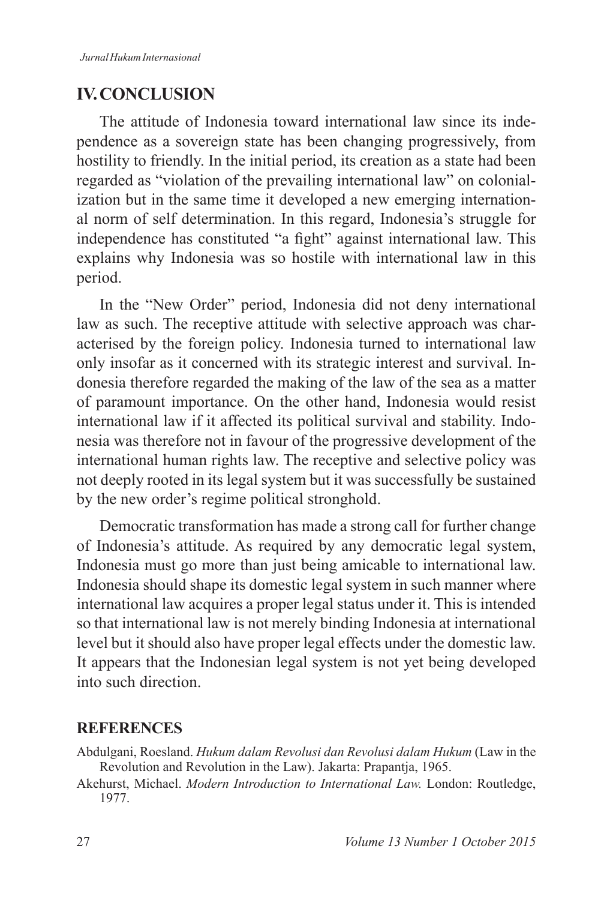## IV. CONCLUSION

The attitude of Indonesia toward international law since its independence as a sovereign state has been changing progressively, from hostility to friendly. In the initial period, its creation as a state had been regarded as "violation of the prevailing international law" on colonialization but in the same time it developed a new emerging international norm of self determination. In this regard, Indonesia's struggle for independence has constituted "a fight" against international law. This explains why Indonesia was so hostile with international law in this period.

In the "New Order" period, Indonesia did not deny international law as such. The receptive attitude with selective approach was characterised by the foreign policy. Indonesia turned to international law only insofar as it concerned with its strategic interest and survival. Indonesia therefore regarded the making of the law of the sea as a matter of paramount importance. On the other hand, Indonesia would resist international law if it affected its political survival and stability. Indonesia was therefore not in favour of the progressive development of the international human rights law. The receptive and selective policy was not deeply rooted in its legal system but it was successfully be sustained by the new order's regime political stronghold.

Democratic transformation has made a strong call for further change of Indonesia's attitude. As required by any democratic legal system, Indonesia must go more than just being amicable to international law. Indonesia should shape its domestic legal system in such manner where international law acquires a proper legal status under it. This is intended so that international law is not merely binding Indonesia at international level but it should also have proper legal effects under the domestic law. It appears that the Indonesian legal system is not yet being developed into such direction.

## REFERENCES

Abdulgani, Roesland. *Hukum dalam Revolusi dan Revolusi dalam Hukum* (Law in the Revolution and Revolution in the Law). Jakarta: Prapantja, 1965.

Akehurst, Michael. *Modern Introduction to International Law.* London: Routledge, 1977.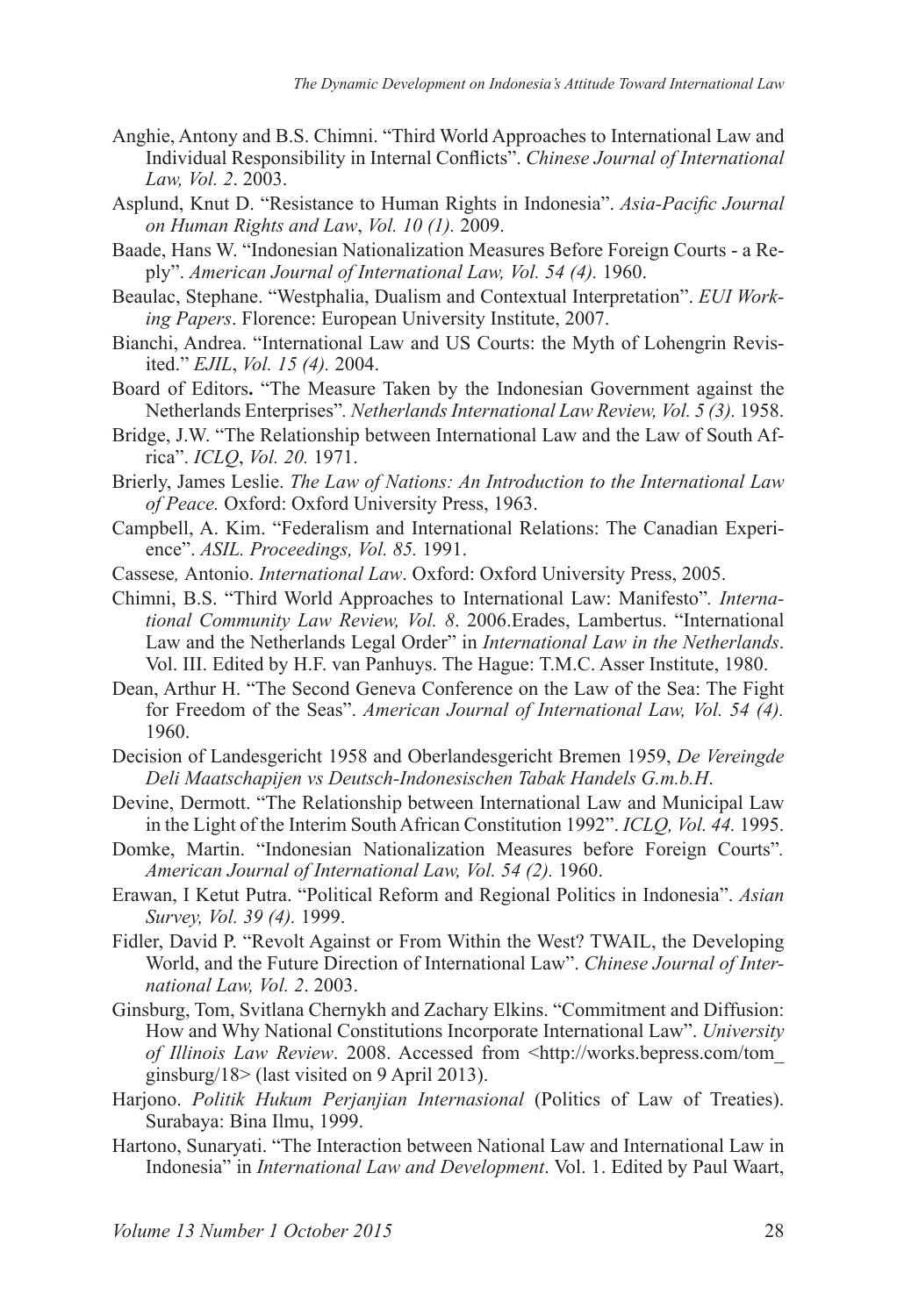Anghie, Antony and B.S. Chimni. "Third World Approaches to International Law and Individual Responsibility in Internal Conflicts". *Chinese Journal of International Law, Vol. 2*. 2003.

Asplund, Knut D. "Resistance to Human Rights in Indonesia". *Asia-Pacific Journal on Human Rights and Law*, *Vol. 10 (1).* 2009.

Baade, Hans W. "Indonesian Nationalization Measures Before Foreign Courts - a Reply". *American Journal of International Law, Vol. 54 (4).* 1960.

Beaulac, Stephane. "Westphalia, Dualism and Contextual Interpretation". *EUI Working Papers*. Florence: European University Institute, 2007.

Bianchi, Andrea. "International Law and US Courts: the Myth of Lohengrin Revisited." *EJIL*, *Vol. 15 (4).* 2004.

Board of Editors**.** "The Measure Taken by the Indonesian Government against the Netherlands Enterprises". *Netherlands International Law Review, Vol. 5 (3).* 1958.

Bridge, J.W. "The Relationship between International Law and the Law of South Africa". *ICLQ*, *Vol. 20.* 1971.

Brierly, James Leslie. *The Law of Nations: An Introduction to the International Law of Peace.* Oxford: Oxford University Press, 1963.

Campbell, A. Kim. "Federalism and International Relations: The Canadian Experience". *ASIL. Proceedings, Vol. 85.* 1991.

Cassese*,* Antonio. *International Law*. Oxford: Oxford University Press, 2005.

Chimni, B.S. "Third World Approaches to International Law: Manifesto"*. International Community Law Review, Vol. 8*. 2006.Erades, Lambertus. "International Law and the Netherlands Legal Order" in *International Law in the Netherlands*. Vol. III. Edited by H.F. van Panhuys. The Hague: T.M.C. Asser Institute, 1980.

Dean, Arthur H. "The Second Geneva Conference on the Law of the Sea: The Fight for Freedom of the Seas". *American Journal of International Law, Vol. 54 (4).* 1960.

Decision of Landesgericht 1958 and Oberlandesgericht Bremen 1959, *De Vereingde Deli Maatschapijen vs Deutsch-Indonesischen Tabak Handels G.m.b.H*.

Devine, Dermott. "The Relationship between International Law and Municipal Law in the Light of the Interim South African Constitution 1992". *ICLQ, Vol. 44.* 1995.

Domke, Martin. "Indonesian Nationalization Measures before Foreign Courts"*. American Journal of International Law, Vol. 54 (2).* 1960.

Erawan, I Ketut Putra. "Political Reform and Regional Politics in Indonesia". *Asian Survey, Vol. 39 (4).* 1999.

Fidler, David P. "Revolt Against or From Within the West? TWAIL, the Developing World, and the Future Direction of International Law". *Chinese Journal of International Law, Vol. 2*. 2003.

Ginsburg, Tom, Svitlana Chernykh and Zachary Elkins. "Commitment and Diffusion: How and Why National Constitutions Incorporate International Law". *University of Illinois Law Review*. 2008. Accessed from <http://works.bepress.com/tom_ginsburg/18> (last visited on 9 April 2013).

Harjono. *Politik Hukum Perjanjian Internasional* (Politics of Law of Treaties). Surabaya: Bina Ilmu, 1999.

Hartono, Sunaryati. "The Interaction between National Law and International Law in Indonesia" in *International Law and Development*. Vol. 1. Edited by Paul Waart,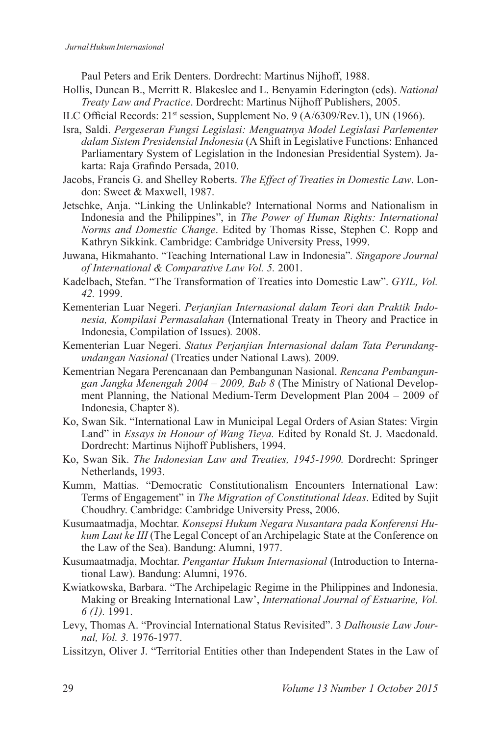Paul Peters and Erik Denters. Dordrecht: Martinus Nijhoff, 1988.

Hollis, Duncan B., Merritt R. Blakeslee and L. Benyamin Ederington (eds). *National Treaty Law and Practice*. Dordrecht: Martinus Nijhoff Publishers, 2005.

ILC Official Records: 21st session, Supplement No. 9 (A/6309/Rev.1), UN (1966).

Isra, Saldi. *Pergeseran Fungsi Legislasi: Menguatnya Model Legislasi Parlementer dalam Sistem Presidensial Indonesia* (A Shift in Legislative Functions: Enhanced Parliamentary System of Legislation in the Indonesian Presidential System). Jakarta: Raja Grafindo Persada, 2010.

Jacobs, Francis G. and Shelley Roberts. *The Effect of Treaties in Domestic Law*. London: Sweet & Maxwell, 1987.

Jetschke, Anja. "Linking the Unlinkable? International Norms and Nationalism in Indonesia and the Philippines", in *The Power of Human Rights: International Norms and Domestic Change*. Edited by Thomas Risse, Stephen C. Ropp and Kathryn Sikkink. Cambridge: Cambridge University Press, 1999.

Juwana, Hikmahanto. "Teaching International Law in Indonesia". *Singapore Journal of International & Comparative Law Vol. 5.* 2001.

Kadelbach, Stefan. "The Transformation of Treaties into Domestic Law". *GYIL, Vol. 42.* 1999.

Kementerian Luar Negeri. *Perjanjian Internasional dalam Teori dan Praktik Indonesia, Kompilasi Permasalahan* (International Treaty in Theory and Practice in Indonesia, Compilation of Issues)*.* 2008.

Kementerian Luar Negeri. *Status Perjanjian Internasional dalam Tata Perundang-undangan Nasional* (Treaties under National Laws)*.* 2009.

Kementrian Negara Perencanaan dan Pembangunan Nasional. *Rencana Pembangungan Jangka Menengah 2004 – 2009, Bab 8* (The Ministry of National Development Planning, the National Medium-Term Development Plan 2004 – 2009 of Indonesia, Chapter 8).

Ko, Swan Sik. "International Law in Municipal Legal Orders of Asian States: Virgin Land" in *Essays in Honour of Wang Tieya.* Edited by Ronald St. J. Macdonald. Dordrecht: Martinus Nijhoff Publishers, 1994.

Ko, Swan Sik. *The Indonesian Law and Treaties, 1945-1990.* Dordrecht: Springer Netherlands, 1993.

Kumm, Mattias. "Democratic Constitutionalism Encounters International Law: Terms of Engagement" in *The Migration of Constitutional Ideas*. Edited by Sujit Choudhry. Cambridge: Cambridge University Press, 2006.

Kusumaatmadja, Mochtar. *Konsepsi Hukum Negara Nusantara pada Konferensi Hukum Laut ke III* (The Legal Concept of an Archipelagic State at the Conference on the Law of the Sea). Bandung: Alumni, 1977.

Kusumaatmadja, Mochtar. *Pengantar Hukum Internasional* (Introduction to International Law). Bandung: Alumni, 1976.

Kwiatkowska, Barbara. "The Archipelagic Regime in the Philippines and Indonesia, Making or Breaking International Law', *International Journal of Estuarine, Vol. 6 (1).* 1991.

Levy, Thomas A. "Provincial International Status Revisited". 3 *Dalhousie Law Journal, Vol. 3.* 1976-1977.

Lissitzyn, Oliver J. "Territorial Entities other than Independent States in the Law of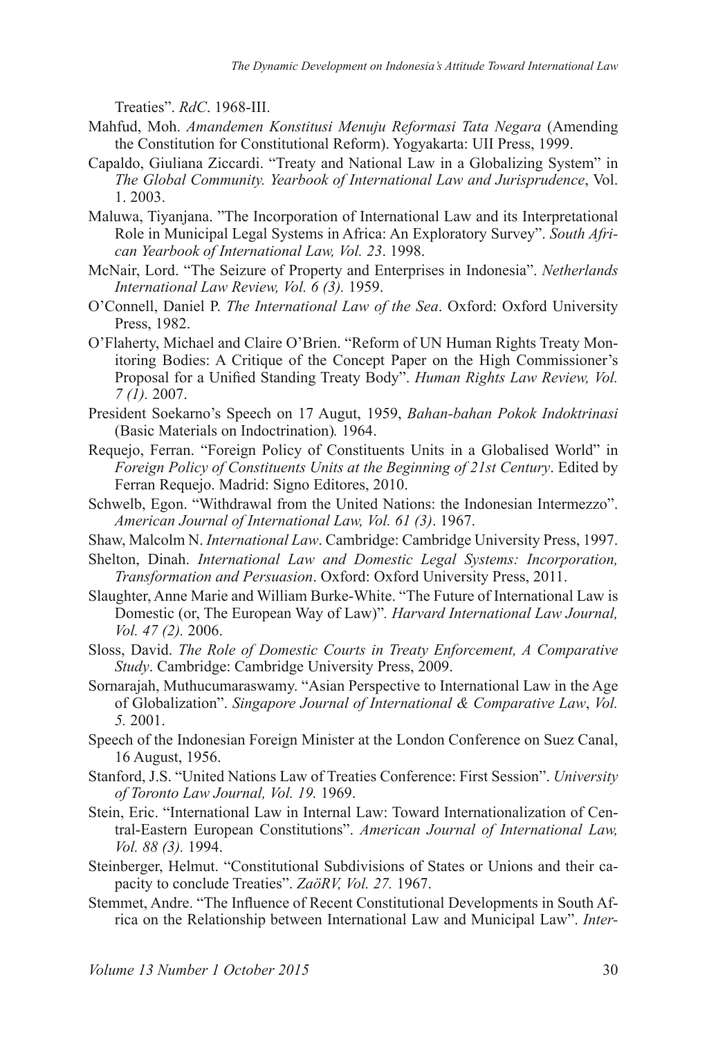Treaties". *RdC*. 1968-III.

Mahfud, Moh. *Amandemen Konstitusi Menuju Reformasi Tata Negara* (Amending the Constitution for Constitutional Reform). Yogyakarta: UII Press, 1999.

Capaldo, Giuliana Ziccardi. "Treaty and National Law in a Globalizing System" in *The Global Community. Yearbook of International Law and Jurisprudence*, Vol. 1. 2003.

Maluwa, Tiyanjana. "The Incorporation of International Law and its Interpretational Role in Municipal Legal Systems in Africa: An Exploratory Survey". *South African Yearbook of International Law, Vol. 23*. 1998.

McNair, Lord. "The Seizure of Property and Enterprises in Indonesia". *Netherlands International Law Review, Vol. 6 (3).* 1959.

O'Connell, Daniel P. *The International Law of the Sea*. Oxford: Oxford University Press, 1982.

O'Flaherty, Michael and Claire O'Brien. "Reform of UN Human Rights Treaty Monitoring Bodies: A Critique of the Concept Paper on the High Commissioner's Proposal for a Unified Standing Treaty Body". *Human Rights Law Review, Vol. 7 (1).* 2007.

President Soekarno's Speech on 17 Augut, 1959, *Bahan-bahan Pokok Indoktrinasi* (Basic Materials on Indoctrination)*.* 1964.

Requejo, Ferran. "Foreign Policy of Constituents Units in a Globalised World" in *Foreign Policy of Constituents Units at the Beginning of 21st Century*. Edited by Ferran Requejo. Madrid: Signo Editores, 2010.

Schwelb, Egon. "Withdrawal from the United Nations: the Indonesian Intermezzo". *American Journal of International Law, Vol. 61 (3)*. 1967.

Shaw, Malcolm N. *International Law*. Cambridge: Cambridge University Press, 1997.

Shelton, Dinah. *International Law and Domestic Legal Systems: Incorporation, Transformation and Persuasion*. Oxford: Oxford University Press, 2011.

Slaughter, Anne Marie and William Burke-White. "The Future of International Law is Domestic (or, The European Way of Law)". *Harvard International Law Journal, Vol. 47 (2).* 2006.

Sloss, David. *The Role of Domestic Courts in Treaty Enforcement, A Comparative Study*. Cambridge: Cambridge University Press, 2009.

Sornarajah, Muthucumaraswamy. "Asian Perspective to International Law in the Age of Globalization". *Singapore Journal of International & Comparative Law*, *Vol. 5.* 2001.

Speech of the Indonesian Foreign Minister at the London Conference on Suez Canal, 16 August, 1956.

Stanford, J.S. "United Nations Law of Treaties Conference: First Session". *University of Toronto Law Journal, Vol. 19.* 1969.

Stein, Eric. "International Law in Internal Law: Toward Internationalization of Central-Eastern European Constitutions". *American Journal of International Law, Vol. 88 (3).* 1994.

Steinberger, Helmut. "Constitutional Subdivisions of States or Unions and their capacity to conclude Treaties". *ZaöRV, Vol. 27.* 1967.

Stemmet, Andre. "The Influence of Recent Constitutional Developments in South Africa on the Relationship between International Law and Municipal Law". *Inter-*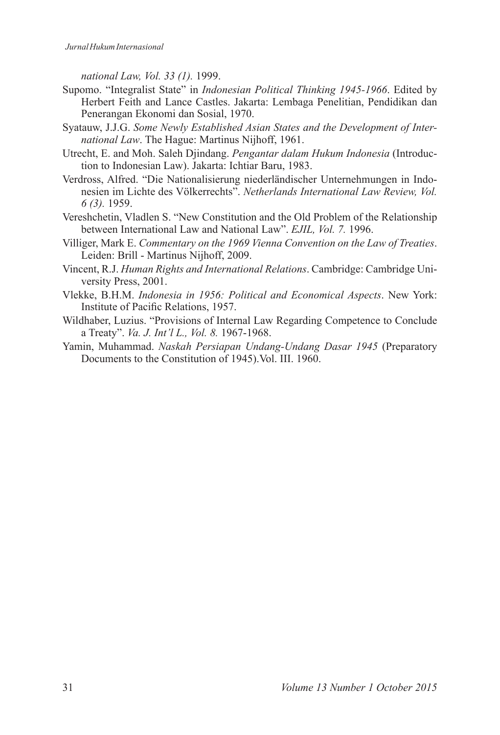*national Law, Vol. 33 (1).* 1999.

Supomo. "Integralist State" in *Indonesian Political Thinking 1945-1966*. Edited by Herbert Feith and Lance Castles. Jakarta: Lembaga Penelitian, Pendidikan dan Penerangan Ekonomi dan Sosial, 1970.

Syatauw, J.J.G. *Some Newly Established Asian States and the Development of International Law*. The Hague: Martinus Nijhoff, 1961.

Utrecht, E. and Moh. Saleh Djindang. *Pengantar dalam Hukum Indonesia* (Introduction to Indonesian Law). Jakarta: Ichtiar Baru, 1983.

Verdross, Alfred. "Die Nationalisierung niederländischer Unternehmungen in Indonesien im Lichte des Völkerrechts". *Netherlands International Law Review, Vol. 6 (3).* 1959.

Vereshchetin, Vladlen S. "New Constitution and the Old Problem of the Relationship between International Law and National Law". *EJIL, Vol. 7.* 1996.

Villiger, Mark E. *Commentary on the 1969 Vienna Convention on the Law of Treaties*. Leiden: Brill - Martinus Nijhoff, 2009.

Vincent, R.J. *Human Rights and International Relations*. Cambridge: Cambridge University Press, 2001.

Vlekke, B.H.M. *Indonesia in 1956: Political and Economical Aspects*. New York: Institute of Pacific Relations, 1957.

Wildhaber, Luzius. "Provisions of Internal Law Regarding Competence to Conclude a Treaty". *Va. J. Int'l L., Vol. 8.* 1967-1968.

Yamin, Muhammad. *Naskah Persiapan Undang-Undang Dasar 1945* (Preparatory Documents to the Constitution of 1945).Vol. III. 1960.